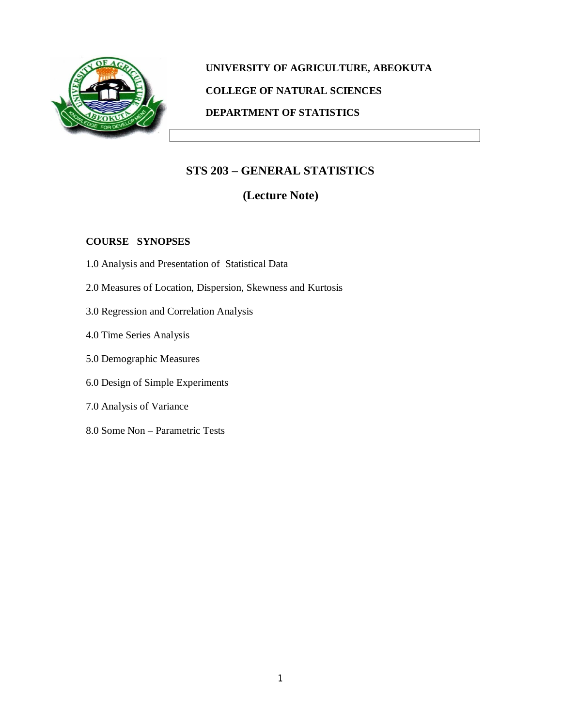**UNIVERSITY OF AGRICULTURE, ABEOKUTA**

**COLLEGE OF NATURAL SCIENCES**

**DEPARTMENT OF STATISTICS**

# STS 203 – GENERAL STATISTICS

## (Lecture Note)

**COURSE SYNOPSES**

1.0 Analysis and Presentation of Statistical Data

2.0 Measures of Location, Dispersion, Skewness and Kurtosis

3.0 Regression and Correlation Analysis

4.0 Time Series Analysis

5.0 Demographic Measures

6.0 Design of Simple Experiments

7.0 Analysis of Variance

8.0 Some Non – Parametric Tests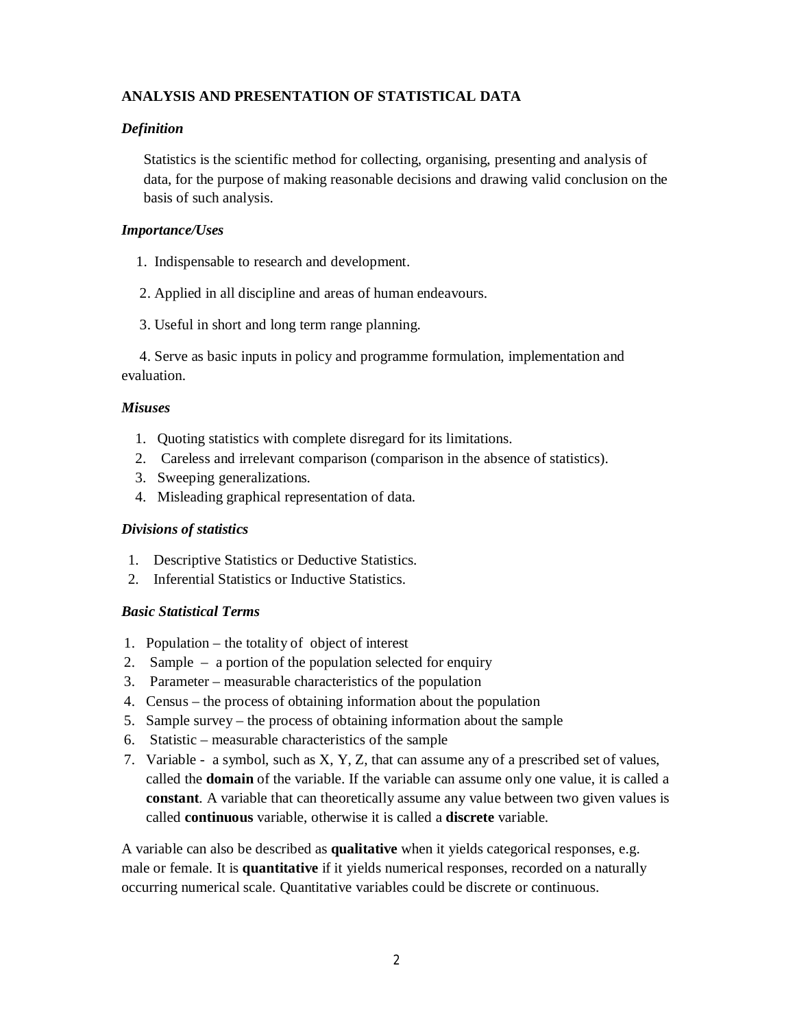# ANALYSIS AND PRESENTATION OF STATISTICAL DATA

### *Definition*

Statistics is the scientific method for collecting, organising, presenting and analysis of data, for the purpose of making reasonable decisions and drawing valid conclusion on the basis of such analysis.

### *Importance/Uses*

1. Indispensable to research and development.
2. Applied in all discipline and areas of human endeavours.
3. Useful in short and long term range planning.
4. Serve as basic inputs in policy and programme formulation, implementation and evaluation.

### *Misuses*

1. Quoting statistics with complete disregard for its limitations.
2. Careless and irrelevant comparison (comparison in the absence of statistics).
3. Sweeping generalizations.
4. Misleading graphical representation of data.

### *Divisions of statistics*

1. Descriptive Statistics or Deductive Statistics.
2. Inferential Statistics or Inductive Statistics.

### *Basic Statistical Terms*

1. Population – the totality of object of interest
2. Sample – a portion of the population selected for enquiry
3. Parameter – measurable characteristics of the population
4. Census – the process of obtaining information about the population
5. Sample survey – the process of obtaining information about the sample
6. Statistic – measurable characteristics of the sample
7. Variable - a symbol, such as X, Y, Z, that can assume any of a prescribed set of values, called the **domain** of the variable. If the variable can assume only one value, it is called a **constant**. A variable that can theoretically assume any value between two given values is called **continuous** variable, otherwise it is called a **discrete** variable.

A variable can also be described as **qualitative** when it yields categorical responses, e.g. male or female. It is **quantitative** if it yields numerical responses, recorded on a naturally occurring numerical scale. Quantitative variables could be discrete or continuous.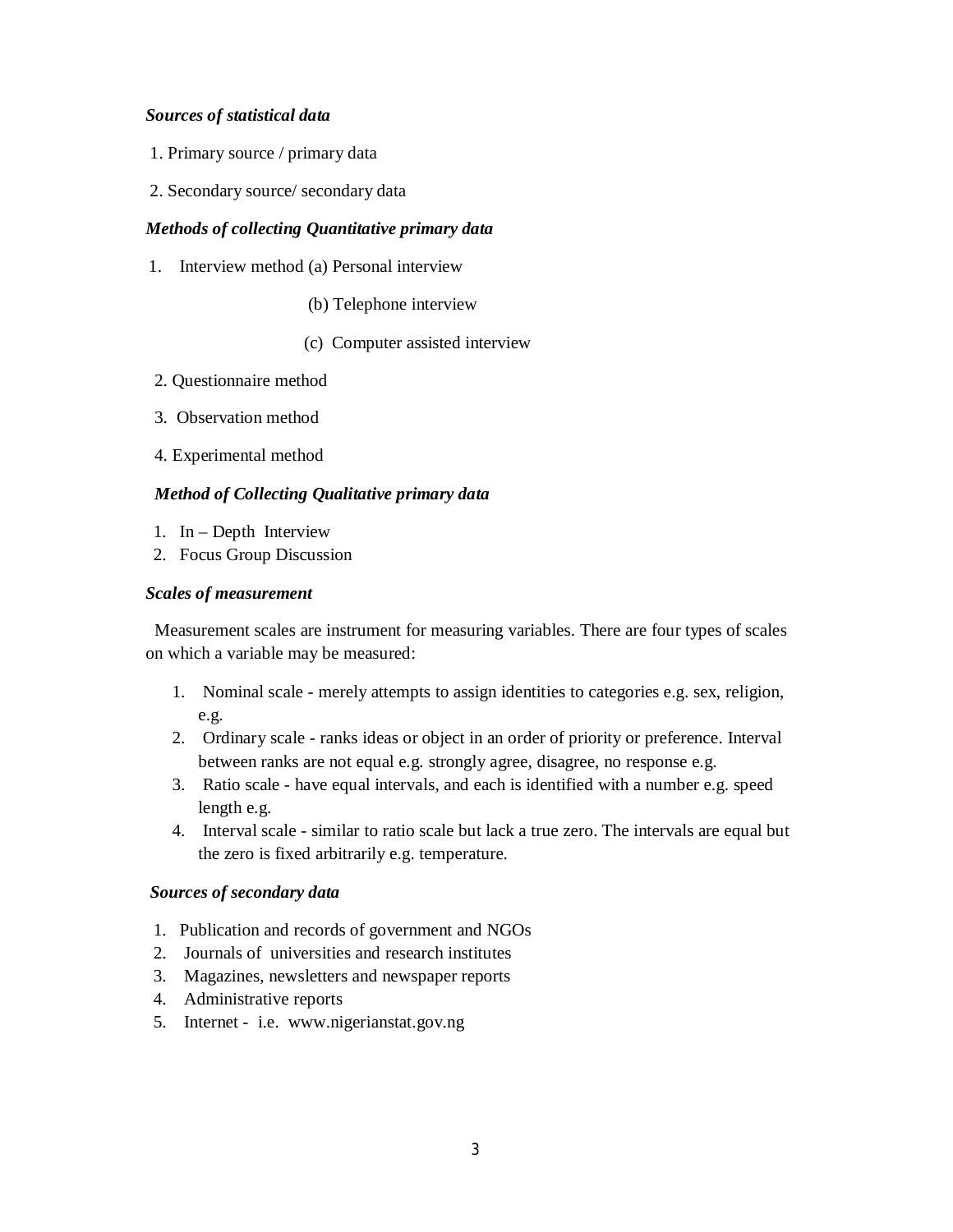***Sources of statistical data***

1. Primary source / primary data
2. Secondary source/ secondary data

***Methods of collecting Quantitative primary data***

1. Interview method (a) Personal interview

   (b) Telephone interview

   (c) Computer assisted interview

2. Questionnaire method
3. Observation method
4. Experimental method

***Method of Collecting Qualitative primary data***

1. In – Depth Interview
2. Focus Group Discussion

***Scales of measurement***

Measurement scales are instrument for measuring variables. There are four types of scales on which a variable may be measured:

1. Nominal scale - merely attempts to assign identities to categories e.g. sex, religion, e.g.
2. Ordinary scale - ranks ideas or object in an order of priority or preference. Interval between ranks are not equal e.g. strongly agree, disagree, no response e.g.
3. Ratio scale - have equal intervals, and each is identified with a number e.g. speed length e.g.
4. Interval scale - similar to ratio scale but lack a true zero. The intervals are equal but the zero is fixed arbitrarily e.g. temperature.

***Sources of secondary data***

1. Publication and records of government and NGOs
2. Journals of universities and research institutes
3. Magazines, newsletters and newspaper reports
4. Administrative reports
5. Internet - i.e. www.nigerianstat.gov.ng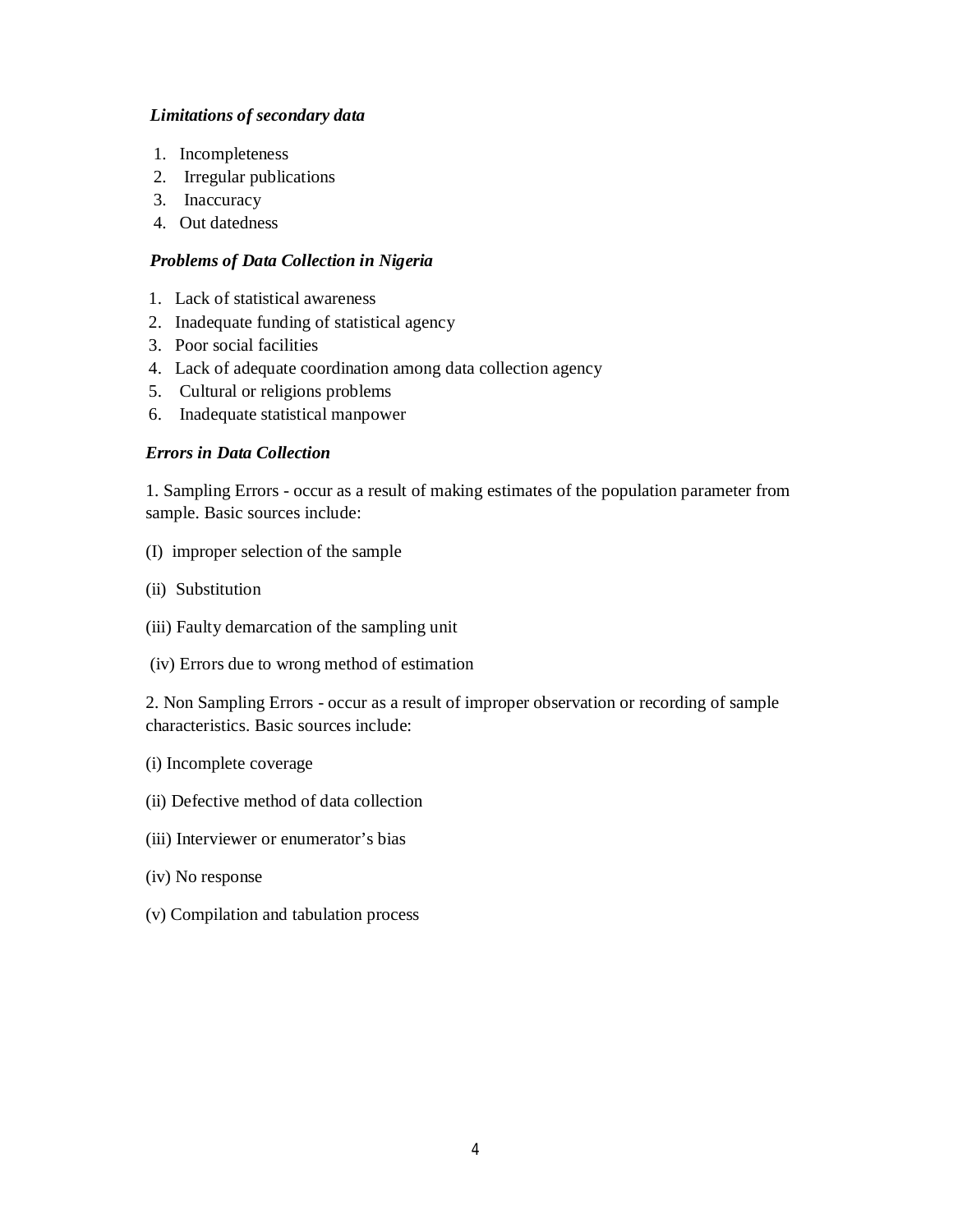***Limitations of secondary data***

1. Incompleteness
2. Irregular publications
3. Inaccuracy
4. Out datedness

***Problems of Data Collection in Nigeria***

1. Lack of statistical awareness
2. Inadequate funding of statistical agency
3. Poor social facilities
4. Lack of adequate coordination among data collection agency
5. Cultural or religions problems
6. Inadequate statistical manpower

***Errors in Data Collection***

1. Sampling Errors - occur as a result of making estimates of the population parameter from sample. Basic sources include:

(I) improper selection of the sample

(ii) Substitution

(iii) Faulty demarcation of the sampling unit

(iv) Errors due to wrong method of estimation

2. Non Sampling Errors - occur as a result of improper observation or recording of sample characteristics. Basic sources include:

(i) Incomplete coverage

(ii) Defective method of data collection

(iii) Interviewer or enumerator's bias

(iv) No response

(v) Compilation and tabulation process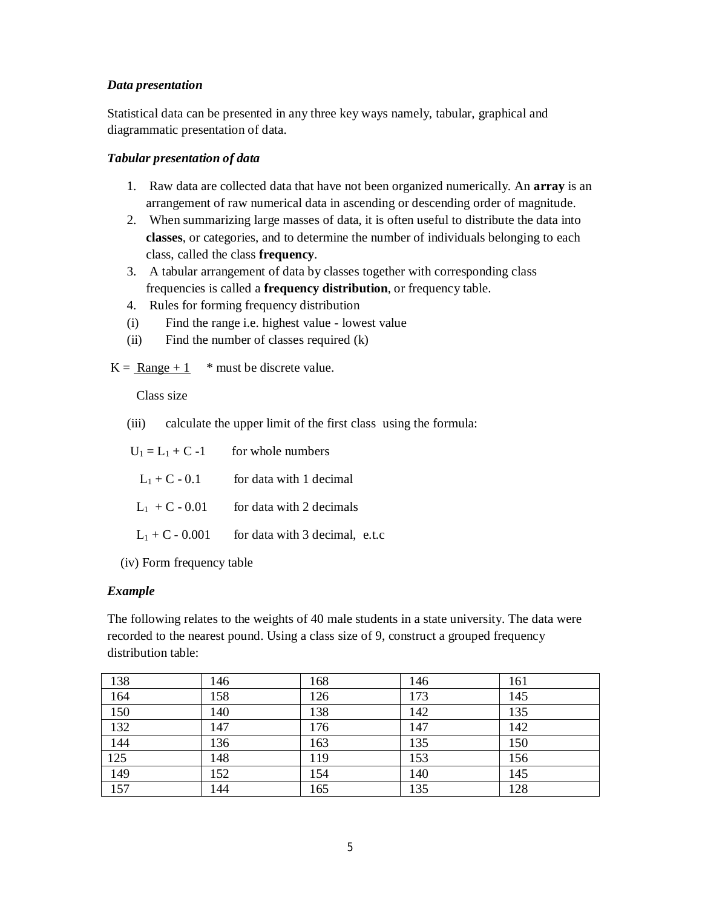### *Data presentation*

Statistical data can be presented in any three key ways namely, tabular, graphical and diagrammatic presentation of data.

### *Tabular presentation of data*

1. Raw data are collected data that have not been organized numerically. An **array** is an arrangement of raw numerical data in ascending or descending order of magnitude.
2. When summarizing large masses of data, it is often useful to distribute the data into **classes**, or categories, and to determine the number of individuals belonging to each class, called the class **frequency**.
3. A tabular arrangement of data by classes together with corresponding class frequencies is called a **frequency distribution**, or frequency table.
4. Rules for forming frequency distribution

(i) Find the range i.e. highest value - lowest value

(ii) Find the number of classes required (k)

$$K = \frac{\text{Range} + 1}{\text{Class size}}$$ * must be discrete value.

(iii) calculate the upper limit of the first class using the formula:

$U_1 = L_1 + C - 1$ for whole numbers

$L_1 + C - 0.1$ for data with 1 decimal

$L_1 + C - 0.01$ for data with 2 decimals

$L_1 + C - 0.001$ for data with 3 decimal, e.t.c

(iv) Form frequency table

### *Example*

The following relates to the weights of 40 male students in a state university. The data were recorded to the nearest pound. Using a class size of 9, construct a grouped frequency distribution table:

| | | | | |
|---|---|---|---|---|
| 138 | 146 | 168 | 146 | 161 |
| 164 | 158 | 126 | 173 | 145 |
| 150 | 140 | 138 | 142 | 135 |
| 132 | 147 | 176 | 147 | 142 |
| 144 | 136 | 163 | 135 | 150 |
| 125 | 148 | 119 | 153 | 156 |
| 149 | 152 | 154 | 140 | 145 |
| 157 | 144 | 165 | 135 | 128 |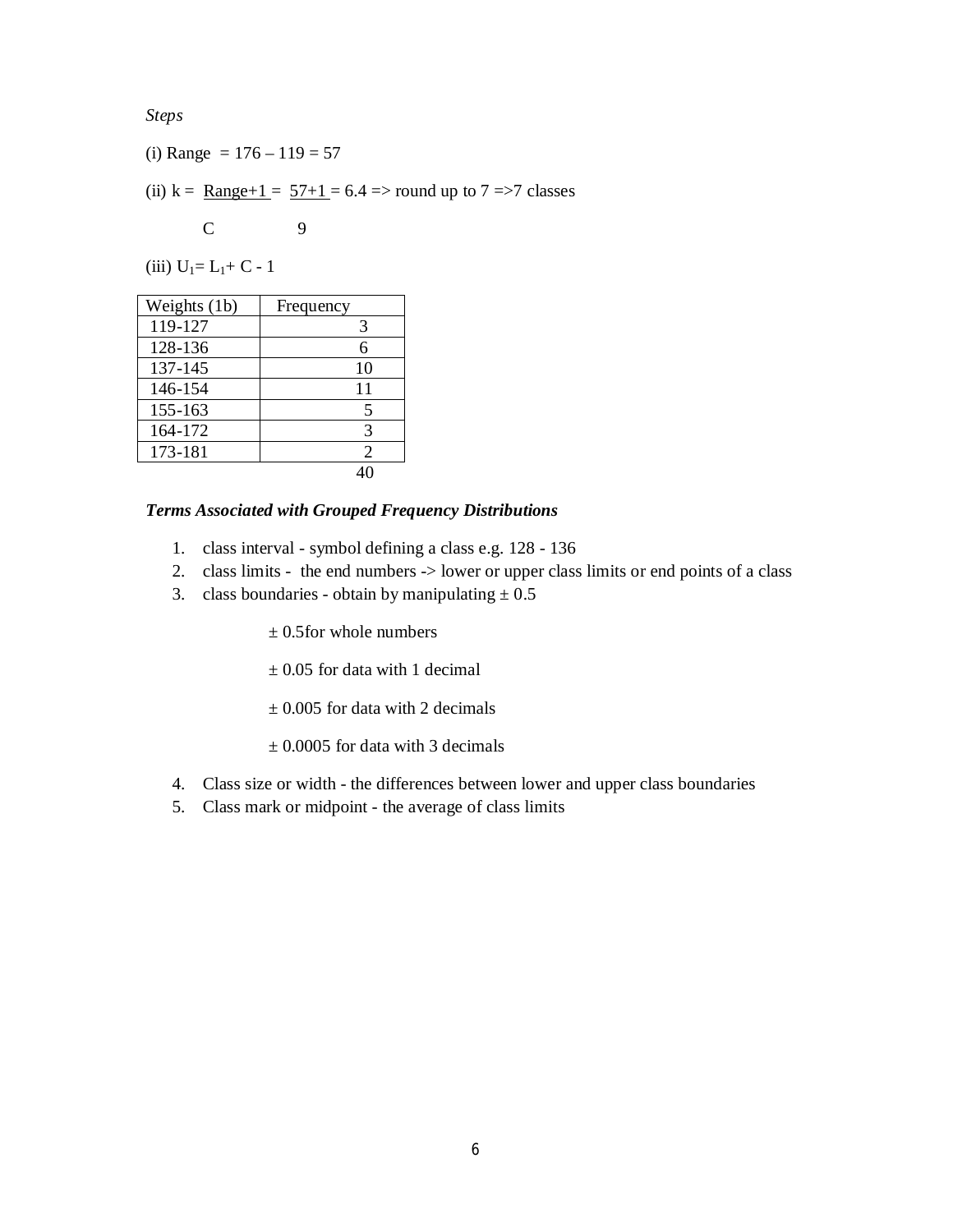*Steps*

(i) Range = 176 – 119 = 57

(ii) $k = \dfrac{\text{Range}+1}{C} = \dfrac{57+1}{9} = 6.4$ => round up to 7 =>7 classes

(iii) $U_1 = L_1 + C - 1$

| Weights (1b) | Frequency |
|---|---|
| 119-127 | 3 |
| 128-136 | 6 |
| 137-145 | 10 |
| 146-154 | 11 |
| 155-163 | 5 |
| 164-172 | 3 |
| 173-181 | 2 |
| | 40 |

***Terms Associated with Grouped Frequency Distributions***

1. class interval - symbol defining a class e.g. 128 - 136
2. class limits - the end numbers -> lower or upper class limits or end points of a class
3. class boundaries - obtain by manipulating ± 0.5

   ± 0.5for whole numbers

   ± 0.05 for data with 1 decimal

   ± 0.005 for data with 2 decimals

   ± 0.0005 for data with 3 decimals

4. Class size or width - the differences between lower and upper class boundaries
5. Class mark or midpoint - the average of class limits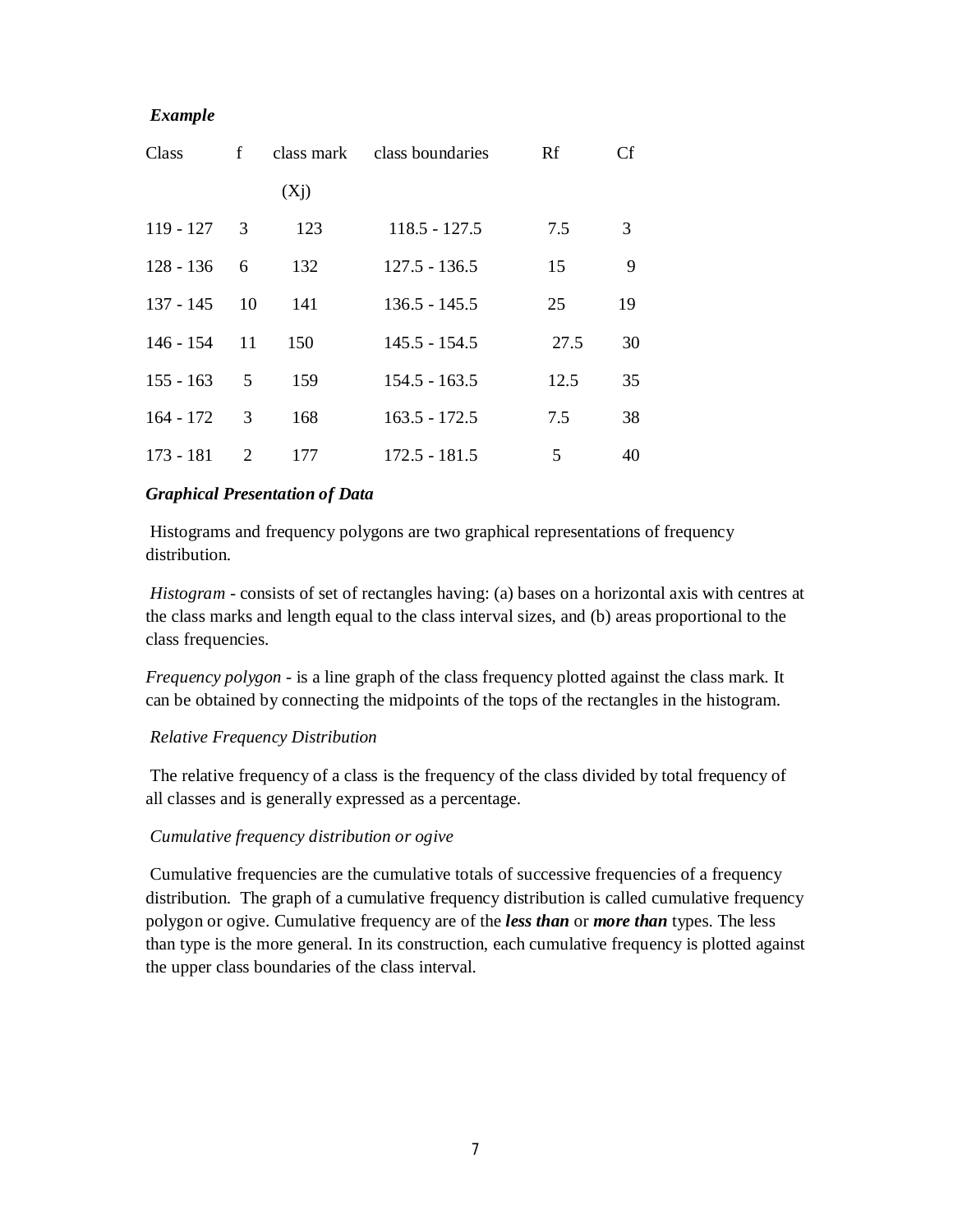***Example***

| Class | f | class mark ($X_j$) | class boundaries | Rf | Cf |
|---|---|---|---|---|---|
| 119 - 127 | 3 | 123 | 118.5 - 127.5 | 7.5 | 3 |
| 128 - 136 | 6 | 132 | 127.5 - 136.5 | 15 | 9 |
| 137 - 145 | 10 | 141 | 136.5 - 145.5 | 25 | 19 |
| 146 - 154 | 11 | 150 | 145.5 - 154.5 | 27.5 | 30 |
| 155 - 163 | 5 | 159 | 154.5 - 163.5 | 12.5 | 35 |
| 164 - 172 | 3 | 168 | 163.5 - 172.5 | 7.5 | 38 |
| 173 - 181 | 2 | 177 | 172.5 - 181.5 | 5 | 40 |

***Graphical Presentation of Data***

Histograms and frequency polygons are two graphical representations of frequency distribution.

*Histogram* - consists of set of rectangles having: (a) bases on a horizontal axis with centres at the class marks and length equal to the class interval sizes, and (b) areas proportional to the class frequencies.

*Frequency polygon* - is a line graph of the class frequency plotted against the class mark. It can be obtained by connecting the midpoints of the tops of the rectangles in the histogram.

*Relative Frequency Distribution*

The relative frequency of a class is the frequency of the class divided by total frequency of all classes and is generally expressed as a percentage.

*Cumulative frequency distribution or ogive*

Cumulative frequencies are the cumulative totals of successive frequencies of a frequency distribution. The graph of a cumulative frequency distribution is called cumulative frequency polygon or ogive. Cumulative frequency are of the ***less than*** or ***more than*** types. The less than type is the more general. In its construction, each cumulative frequency is plotted against the upper class boundaries of the class interval.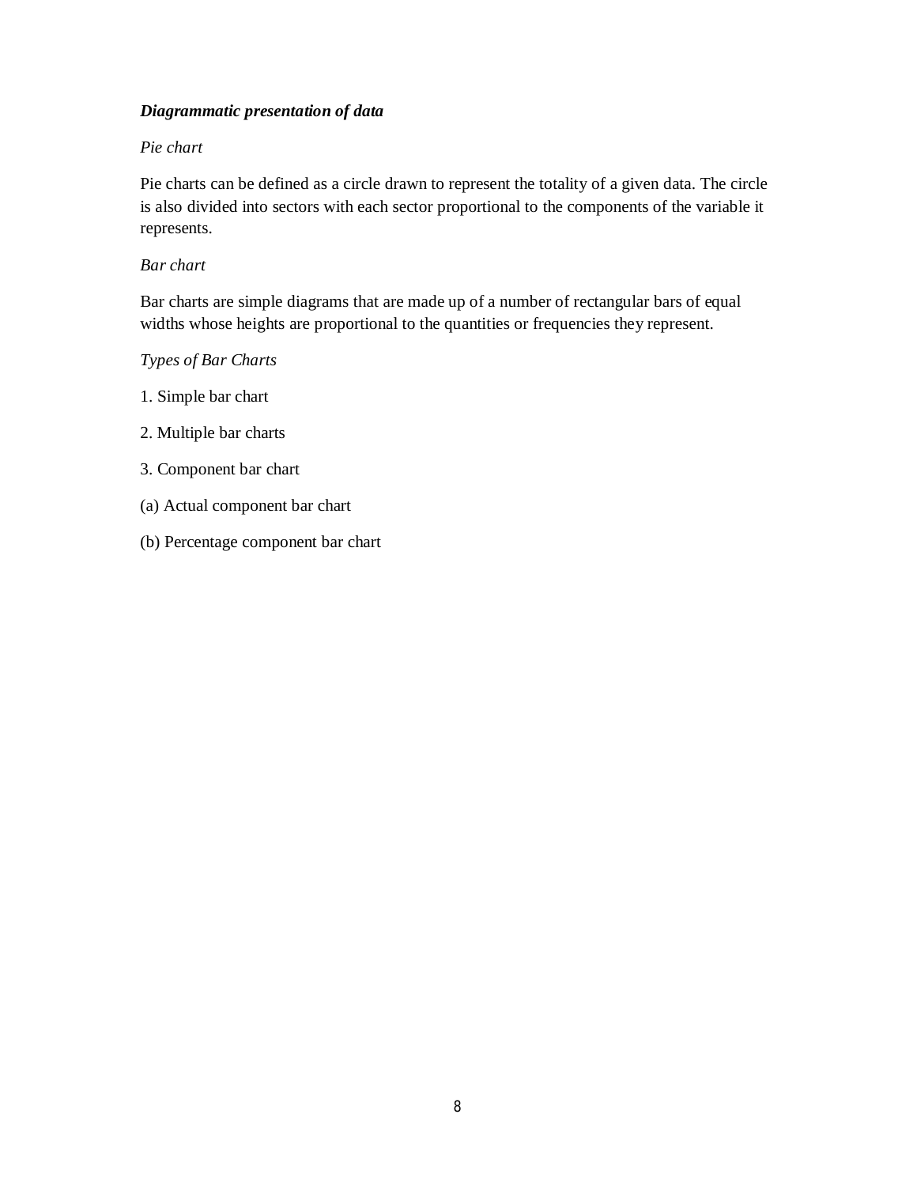***Diagrammatic presentation of data***

*Pie chart*

Pie charts can be defined as a circle drawn to represent the totality of a given data. The circle is also divided into sectors with each sector proportional to the components of the variable it represents.

*Bar chart*

Bar charts are simple diagrams that are made up of a number of rectangular bars of equal widths whose heights are proportional to the quantities or frequencies they represent.

*Types of Bar Charts*

1. Simple bar chart

2. Multiple bar charts

3. Component bar chart

(a) Actual component bar chart

(b) Percentage component bar chart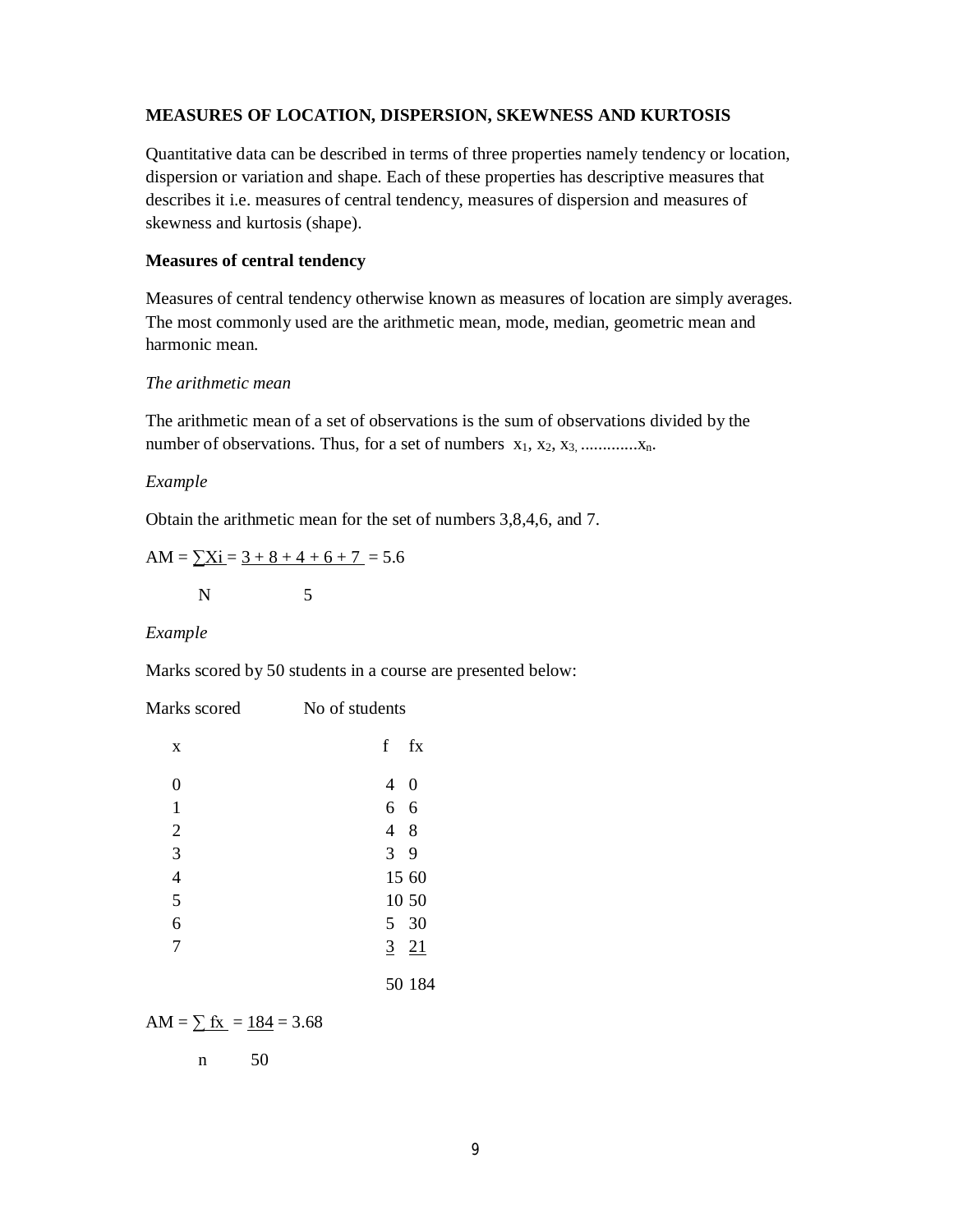**MEASURES OF LOCATION, DISPERSION, SKEWNESS AND KURTOSIS**

Quantitative data can be described in terms of three properties namely tendency or location, dispersion or variation and shape. Each of these properties has descriptive measures that describes it i.e. measures of central tendency, measures of dispersion and measures of skewness and kurtosis (shape).

**Measures of central tendency**

Measures of central tendency otherwise known as measures of location are simply averages. The most commonly used are the arithmetic mean, mode, median, geometric mean and harmonic mean.

*The arithmetic mean*

The arithmetic mean of a set of observations is the sum of observations divided by the number of observations. Thus, for a set of numbers $x_1, x_2, x_3, \ldots\ldots\ldots\ldots x_n$.

*Example*

Obtain the arithmetic mean for the set of numbers 3,8,4,6, and 7.

$$AM = \frac{\sum X_i}{N} = \frac{3 + 8 + 4 + 6 + 7}{5} = 5.6$$

*Example*

Marks scored by 50 students in a course are presented below:

| Marks scored x | No of students f | fx |
|---|---|---|
| 0 | 4 | 0 |
| 1 | 6 | 6 |
| 2 | 4 | 8 |
| 3 | 3 | 9 |
| 4 | 15 | 60 |
| 5 | 10 | 50 |
| 6 | 5 | 30 |
| 7 | 3 | 21 |
| | 50 | 184 |

$$AM = \frac{\sum fx}{n} = \frac{184}{50} = 3.68$$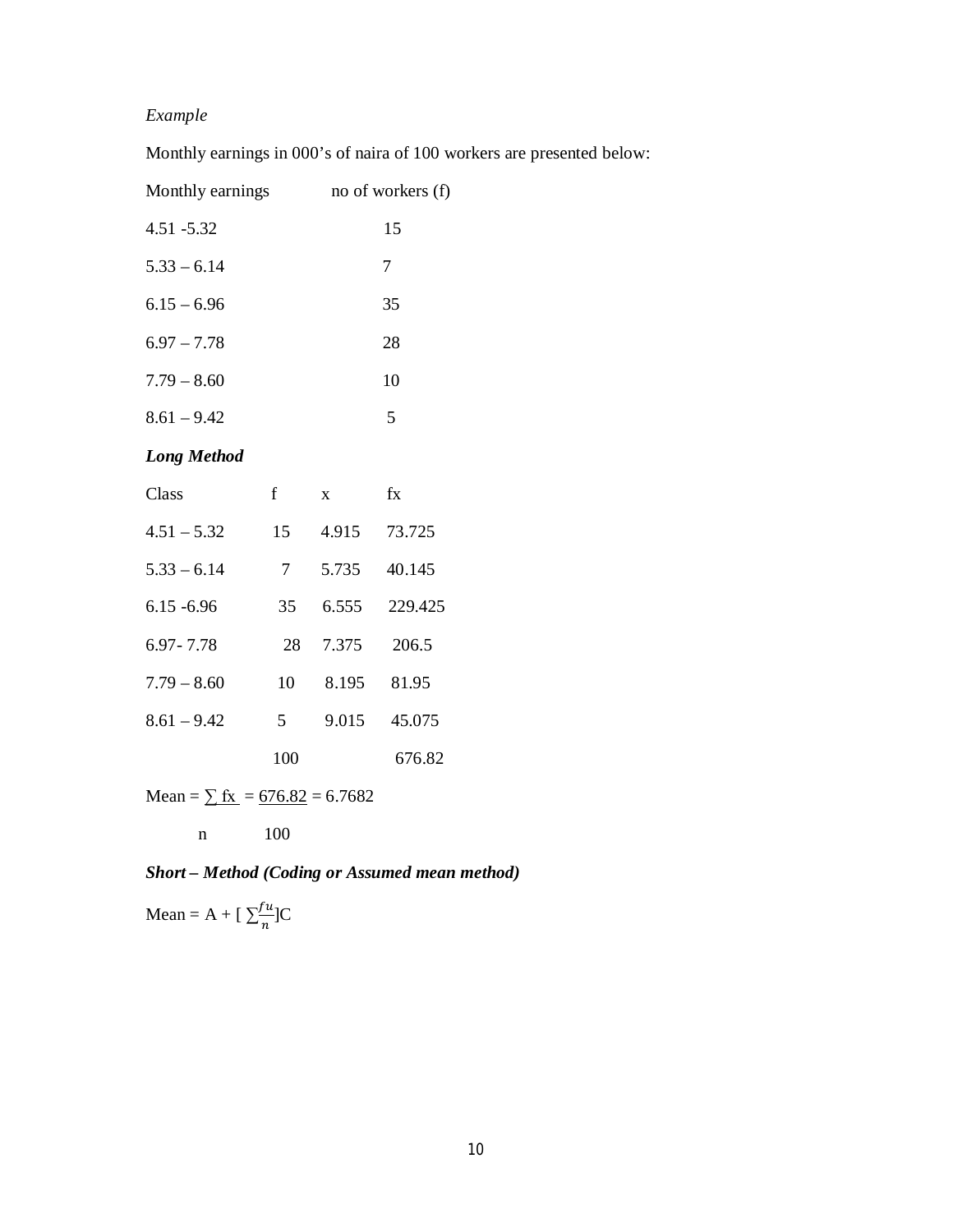*Example*

Monthly earnings in 000's of naira of 100 workers are presented below:

| Monthly earnings | no of workers (f) |
|---|---|
| 4.51 -5.32 | 15 |
| 5.33 – 6.14 | 7 |
| 6.15 – 6.96 | 35 |
| 6.97 – 7.78 | 28 |
| 7.79 – 8.60 | 10 |
| 8.61 – 9.42 | 5 |

***Long Method***

| Class | f | x | fx |
|---|---|---|---|
| 4.51 – 5.32 | 15 | 4.915 | 73.725 |
| 5.33 – 6.14 | 7 | 5.735 | 40.145 |
| 6.15 -6.96 | 35 | 6.555 | 229.425 |
| 6.97- 7.78 | 28 | 7.375 | 206.5 |
| 7.79 – 8.60 | 10 | 8.195 | 81.95 |
| 8.61 – 9.42 | 5 | 9.015 | 45.075 |
| | 100 | | 676.82 |

$$\text{Mean} = \frac{\sum fx}{n} = \frac{676.82}{100} = 6.7682$$

***Short – Method (Coding or Assumed mean method)***

$$\text{Mean} = A + \left[ \sum\frac{fu}{n} \right]C$$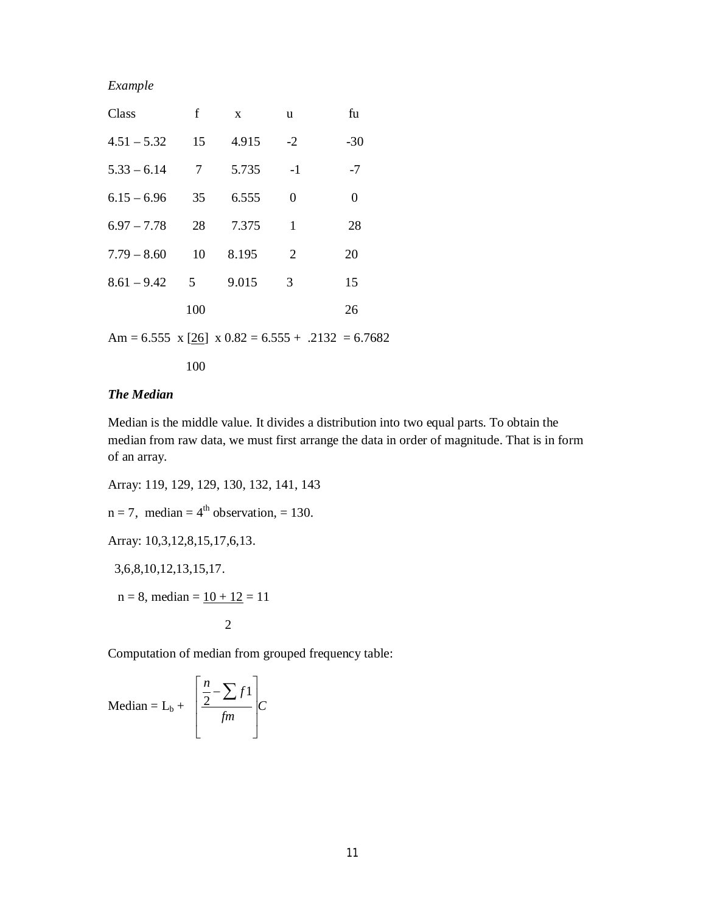*Example*

| Class | f | x | u | fu |
|---|---|---|---|---|
| 4.51 – 5.32 | 15 | 4.915 | -2 | -30 |
| 5.33 – 6.14 | 7 | 5.735 | -1 | -7 |
| 6.15 – 6.96 | 35 | 6.555 | 0 | 0 |
| 6.97 – 7.78 | 28 | 7.375 | 1 | 28 |
| 7.79 – 8.60 | 10 | 8.195 | 2 | 20 |
| 8.61 – 9.42 | 5 | 9.015 | 3 | 15 |
| | 100 | | | 26 |

$$Am = 6.555 \times \left[\frac{26}{100}\right] \times 0.82 = 6.555 + .2132 = 6.7682$$

***The Median***

Median is the middle value. It divides a distribution into two equal parts. To obtain the median from raw data, we must first arrange the data in order of magnitude. That is in form of an array.

Array: 119, 129, 129, 130, 132, 141, 143

n = 7, median = $4^{th}$ observation, = 130.

Array: 10,3,12,8,15,17,6,13.

3,6,8,10,12,13,15,17.

$$n = 8, \text{ median} = \frac{10 + 12}{2} = 11$$

Computation of median from grouped frequency table:

$$\text{Median} = L_b + \left[\frac{\frac{n}{2} - \sum f1}{fm}\right]C$$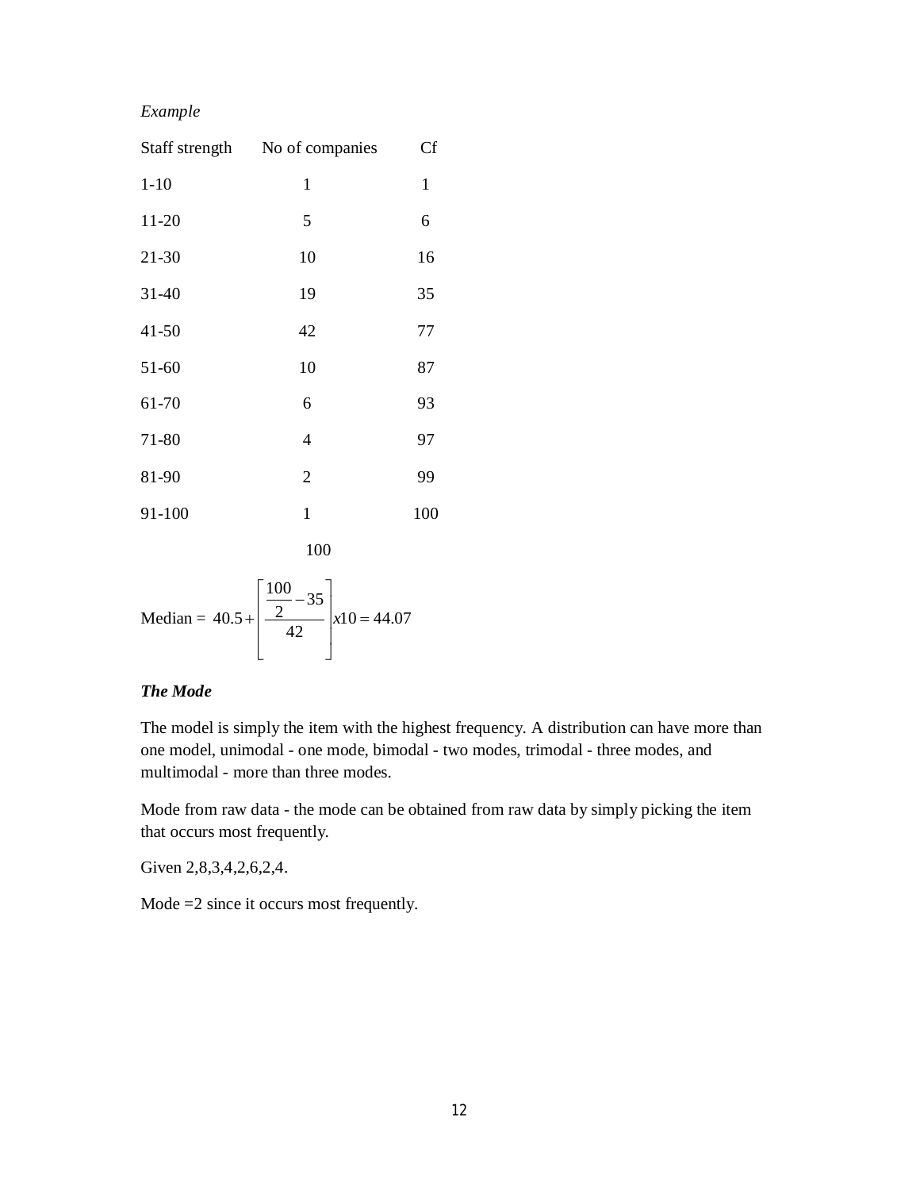*Example*

| Staff strength | No of companies | Cf |
|---|---|---|
| 1-10 | 1 | 1 |
| 11-20 | 5 | 6 |
| 21-30 | 10 | 16 |
| 31-40 | 19 | 35 |
| 41-50 | 42 | 77 |
| 51-60 | 10 | 87 |
| 61-70 | 6 | 93 |
| 71-80 | 4 | 97 |
| 81-90 | 2 | 99 |
| 91-100 | 1 | 100 |
| | 100 | |

$$\text{Median} = 40.5 + \left[ \frac{\frac{100}{2} - 35}{42} \right] x10 = 44.07$$

***The Mode***

The model is simply the item with the highest frequency. A distribution can have more than one model, unimodal - one mode, bimodal - two modes, trimodal - three modes, and multimodal - more than three modes.

Mode from raw data - the mode can be obtained from raw data by simply picking the item that occurs most frequently.

Given 2,8,3,4,2,6,2,4.

Mode =2 since it occurs most frequently.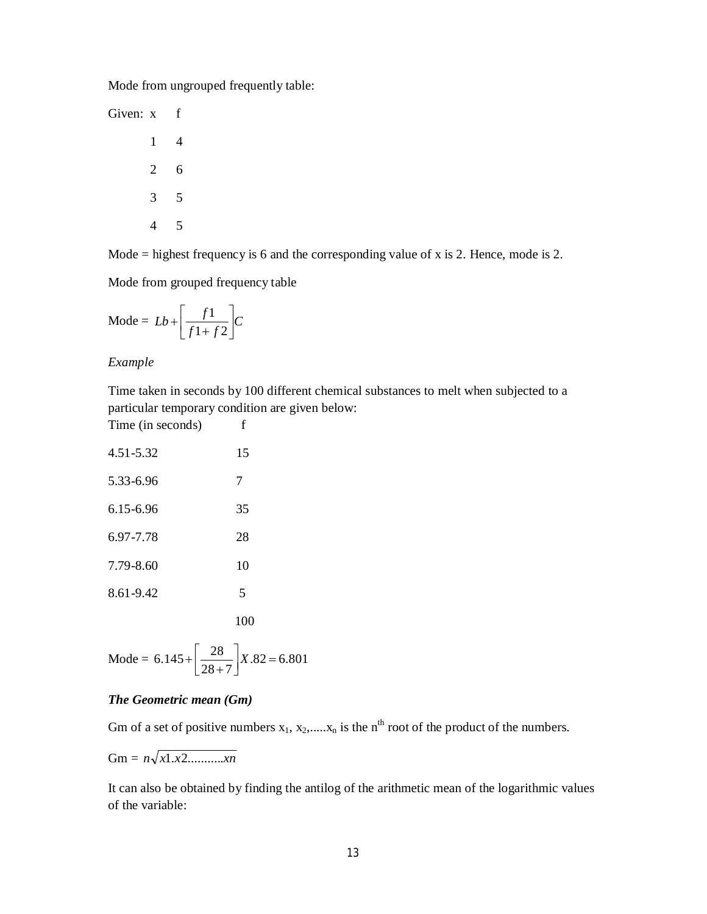Mode from ungrouped frequently table:

Given:

| x | f |
|---|---|
| 1 | 4 |
| 2 | 6 |
| 3 | 5 |
| 4 | 5 |

Mode = highest frequency is 6 and the corresponding value of x is 2. Hence, mode is 2.

Mode from grouped frequency table

$$\text{Mode} = Lb + \left[\frac{f1}{f1 + f2}\right]C$$

*Example*

Time taken in seconds by 100 different chemical substances to melt when subjected to a particular temporary condition are given below:

| Time (in seconds) | f |
|---|---|
| 4.51-5.32 | 15 |
| 5.33-6.96 | 7 |
| 6.15-6.96 | 35 |
| 6.97-7.78 | 28 |
| 7.79-8.60 | 10 |
| 8.61-9.42 | 5 |
| | 100 |

$$\text{Mode} = 6.145 + \left[\frac{28}{28+7}\right]X.82 = 6.801$$

***The Geometric mean (Gm)***

Gm of a set of positive numbers $x_1, x_2, \ldots x_n$ is the $n^{th}$ root of the product of the numbers.

$$\text{Gm} = n\sqrt{x1.x2 \ldots\ldots\ldots xn}$$

It can also be obtained by finding the antilog of the arithmetic mean of the logarithmic values of the variable: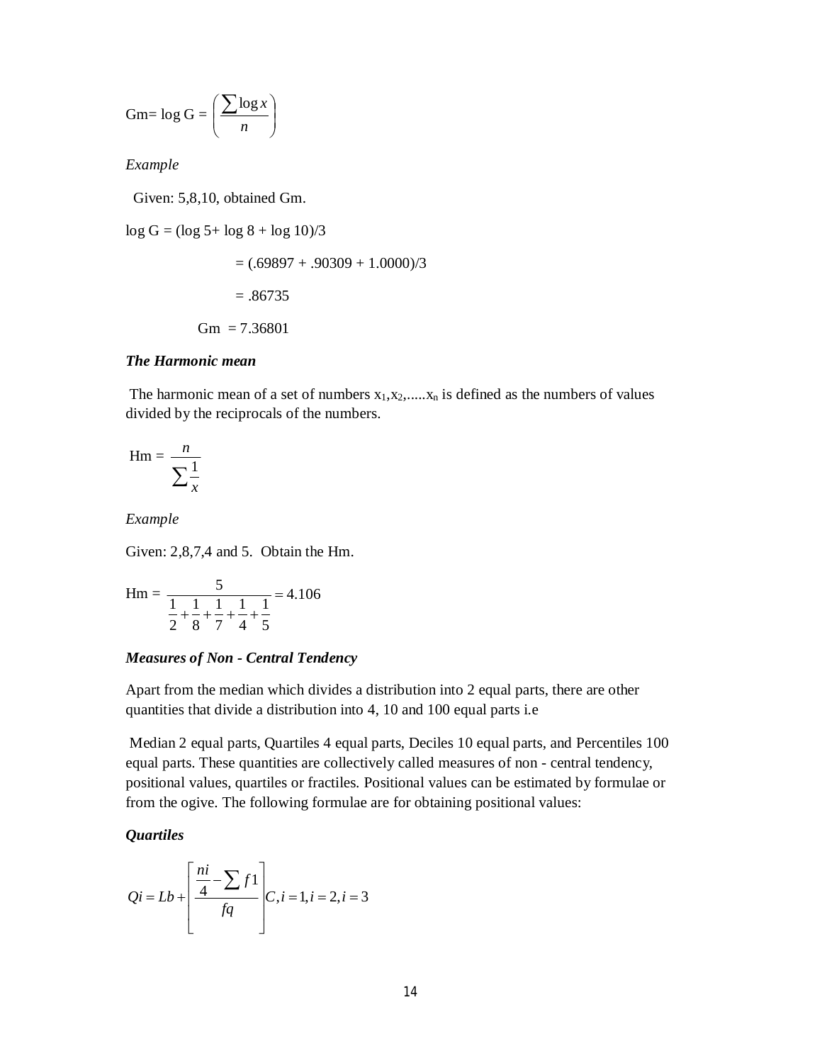$$\text{Gm} = \log G = \left(\frac{\sum \log x}{n}\right)$$

*Example*

Given: 5,8,10, obtained Gm.

log G = (log 5+ log 8 + log 10)/3

= (.69897 + .90309 + 1.0000)/3

= .86735

Gm = 7.36801

***The Harmonic mean***

The harmonic mean of a set of numbers $x_1, x_2, \ldots, x_n$ is defined as the numbers of values divided by the reciprocals of the numbers.

$$\text{Hm} = \frac{n}{\sum \frac{1}{x}}$$

*Example*

Given: 2,8,7,4 and 5. Obtain the Hm.

$$\text{Hm} = \frac{5}{\frac{1}{2}+\frac{1}{8}+\frac{1}{7}+\frac{1}{4}+\frac{1}{5}} = 4.106$$

***Measures of Non - Central Tendency***

Apart from the median which divides a distribution into 2 equal parts, there are other quantities that divide a distribution into 4, 10 and 100 equal parts i.e

Median 2 equal parts, Quartiles 4 equal parts, Deciles 10 equal parts, and Percentiles 100 equal parts. These quantities are collectively called measures of non - central tendency, positional values, quartiles or fractiles. Positional values can be estimated by formulae or from the ogive. The following formulae are for obtaining positional values:

***Quartiles***

$$Qi = Lb + \left[\frac{\frac{ni}{4} - \sum f1}{fq}\right]C, i = 1, i = 2, i = 3$$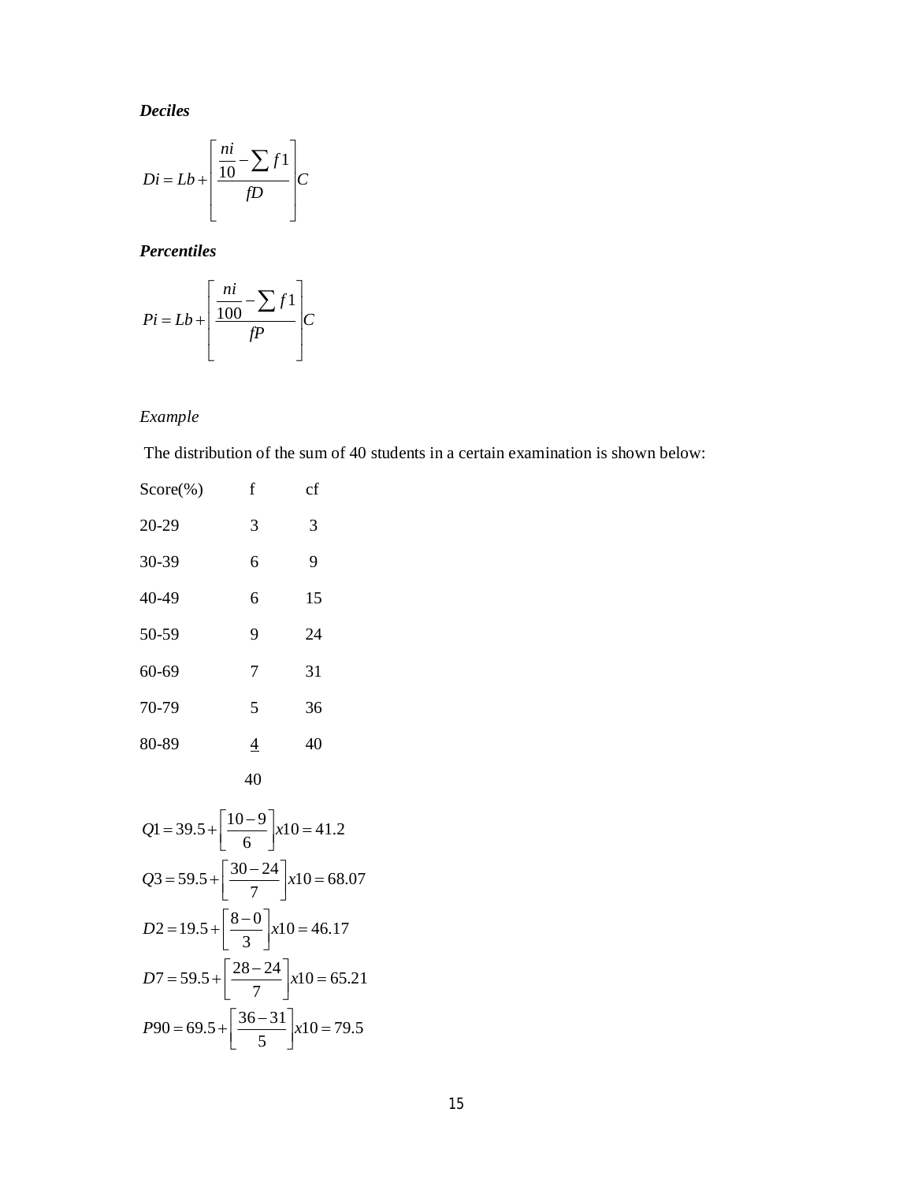***Deciles***

$$Di = Lb + \left[ \frac{\frac{ni}{10} - \sum f1}{fD} \right] C$$

***Percentiles***

$$Pi = Lb + \left[ \frac{\frac{ni}{100} - \sum f1}{fP} \right] C$$

*Example*

The distribution of the sum of 40 students in a certain examination is shown below:

| Score(%) | f | cf |
|---|---|---|
| 20-29 | 3 | 3 |
| 30-39 | 6 | 9 |
| 40-49 | 6 | 15 |
| 50-59 | 9 | 24 |
| 60-69 | 7 | 31 |
| 70-79 | 5 | 36 |
| 80-89 | 4 | 40 |
| | 40 | |

$$Q1 = 39.5 + \left[ \frac{10 - 9}{6} \right] x10 = 41.2$$

$$Q3 = 59.5 + \left[ \frac{30 - 24}{7} \right] x10 = 68.07$$

$$D2 = 19.5 + \left[ \frac{8 - 0}{3} \right] x10 = 46.17$$

$$D7 = 59.5 + \left[ \frac{28 - 24}{7} \right] x10 = 65.21$$

$$P90 = 69.5 + \left[ \frac{36 - 31}{5} \right] x10 = 79.5$$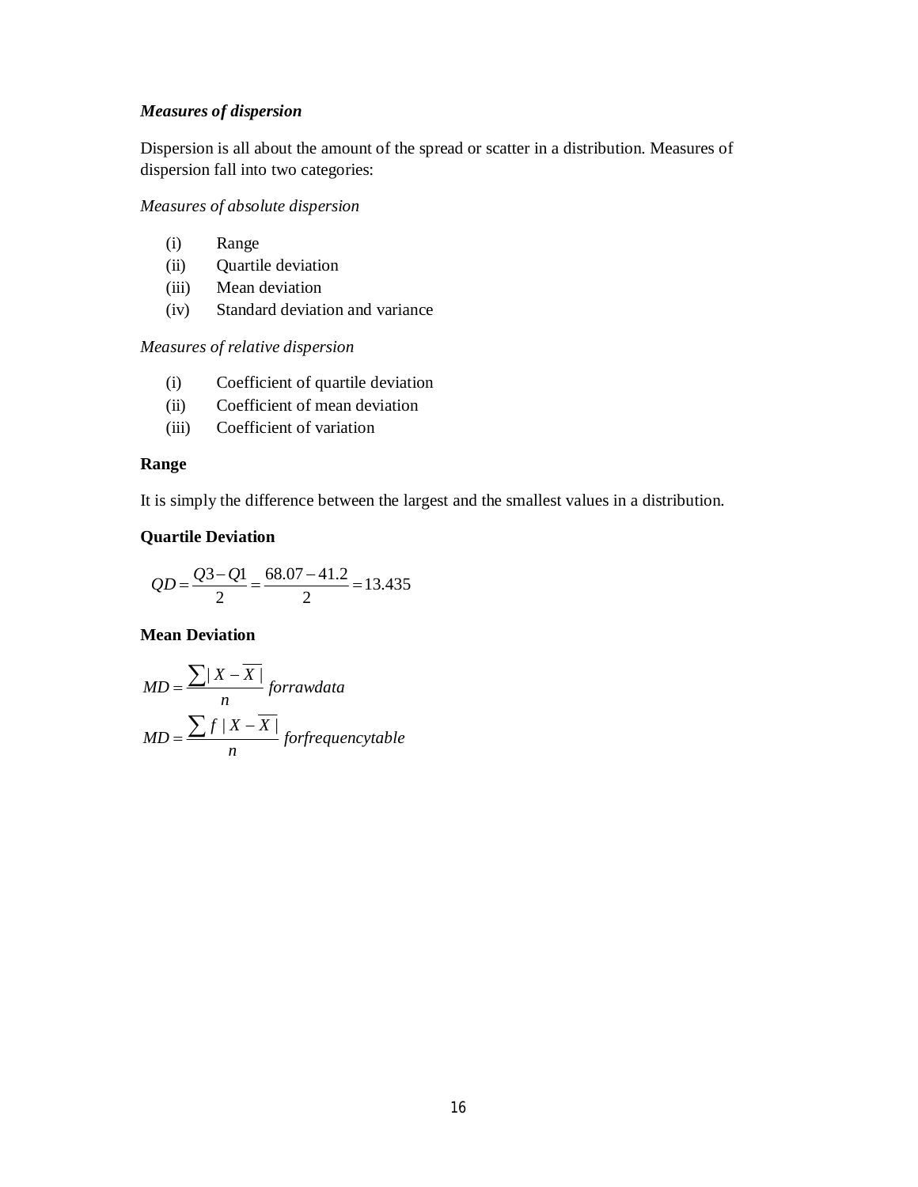***Measures of dispersion***

Dispersion is all about the amount of the spread or scatter in a distribution. Measures of dispersion fall into two categories:

*Measures of absolute dispersion*

(i) Range
(ii) Quartile deviation
(iii) Mean deviation
(iv) Standard deviation and variance

*Measures of relative dispersion*

(i) Coefficient of quartile deviation
(ii) Coefficient of mean deviation
(iii) Coefficient of variation

**Range**

It is simply the difference between the largest and the smallest values in a distribution.

**Quartile Deviation**

$$QD = \frac{Q3 - Q1}{2} = \frac{68.07 - 41.2}{2} = 13.435$$

**Mean Deviation**

$$MD = \frac{\sum |X - \overline{X}|}{n} \; forrawdata$$

$$MD = \frac{\sum f \; |X - \overline{X}|}{n} \; forfrequencytable$$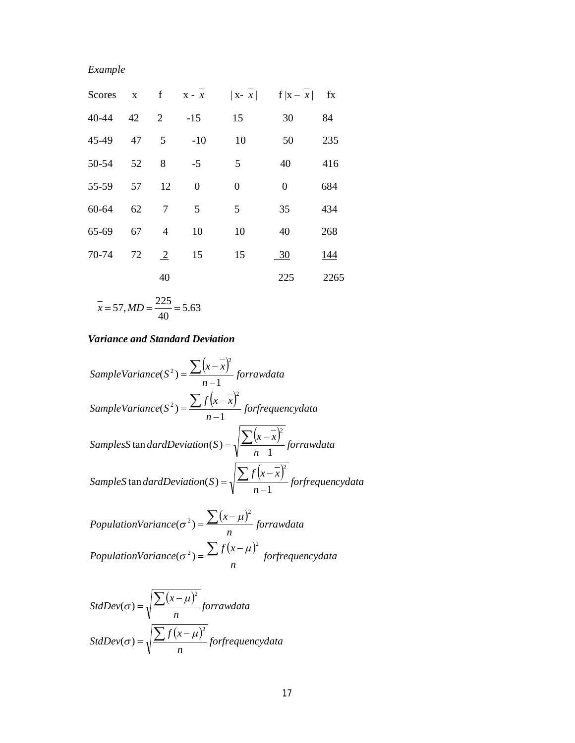*Example*

| Scores | x | f | $x - \bar{x}$ | $\lvert x - \bar{x} \rvert$ | $f \lvert x - \bar{x} \rvert$ | fx |
|---|---|---|---|---|---|---|
| 40-44 | 42 | 2 | -15 | 15 | 30 | 84 |
| 45-49 | 47 | 5 | -10 | 10 | 50 | 235 |
| 50-54 | 52 | 8 | -5 | 5 | 40 | 416 |
| 55-59 | 57 | 12 | 0 | 0 | 0 | 684 |
| 60-64 | 62 | 7 | 5 | 5 | 35 | 434 |
| 65-69 | 67 | 4 | 10 | 10 | 40 | 268 |
| 70-74 | 72 | 2 | 15 | 15 | 30 | 144 |
| | | 40 | | | 225 | 2265 |

$$\bar{x} = 57, MD = \frac{225}{40} = 5.63$$

***Variance and Standard Deviation***

$$SampleVariance(S^2) = \frac{\sum \left(x - \bar{x}\right)^2}{n-1} \ forrawdata$$

$$SampleVariance(S^2) = \frac{\sum f\left(x - \bar{x}\right)^2}{n-1} \ forfrequencydata$$

$$SamplesStandardDeviation(S) = \sqrt{\frac{\sum \left(x - \bar{x}\right)^2}{n-1}} \ forrawdata$$

$$SampleStandardDeviation(S) = \sqrt{\frac{\sum f\left(x - \bar{x}\right)^2}{n-1}} \ forfrequencydata$$

$$PopulationVariance(\sigma^2) = \frac{\sum (x - \mu)^2}{n} \ forrawdata$$

$$PopulationVariance(\sigma^2) = \frac{\sum f(x - \mu)^2}{n} \ forfrequencydata$$

$$StdDev(\sigma) = \sqrt{\frac{\sum (x - \mu)^2}{n}} \ forrawdata$$

$$StdDev(\sigma) = \sqrt{\frac{\sum f(x - \mu)^2}{n}} \ forfrequencydata$$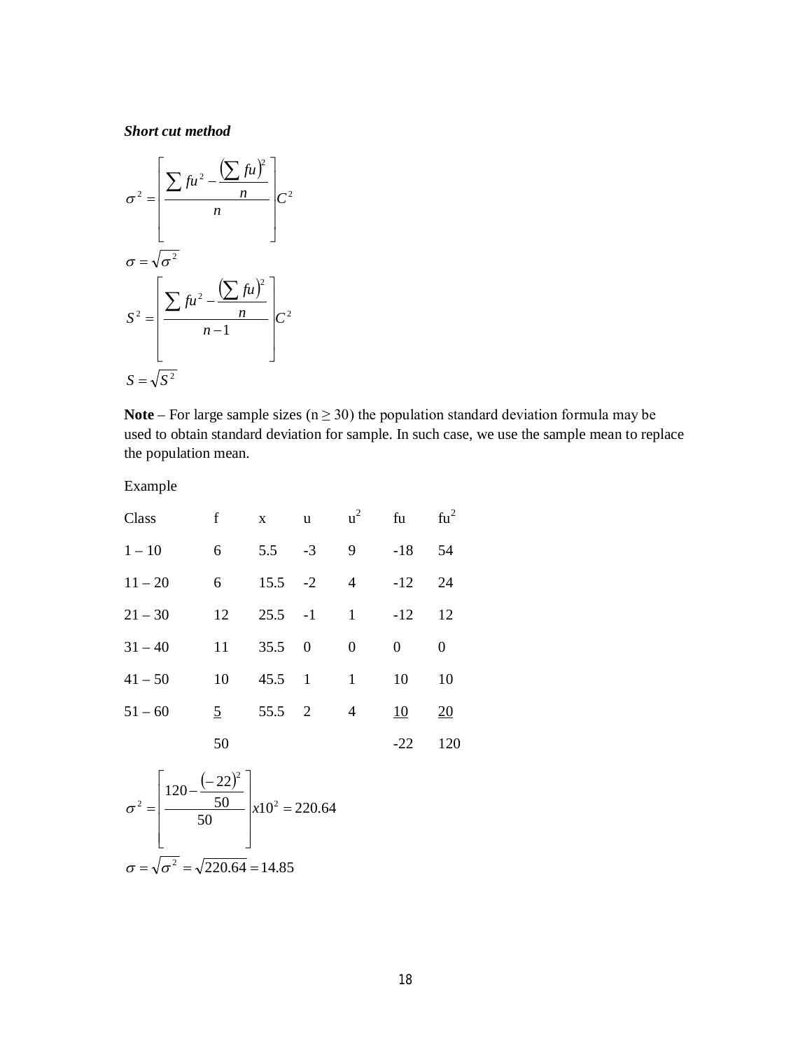***Short cut method***

$$\sigma^2 = \left[ \frac{\sum fu^2 - \frac{\left(\sum fu\right)^2}{n}}{n} \right] C^2$$

$$\sigma = \sqrt{\sigma^2}$$

$$S^2 = \left[ \frac{\sum fu^2 - \frac{\left(\sum fu\right)^2}{n}}{n-1} \right] C^2$$

$$S = \sqrt{S^2}$$

**Note** – For large sample sizes (n ≥ 30) the population standard deviation formula may be used to obtain standard deviation for sample. In such case, we use the sample mean to replace the population mean.

Example

| Class | f | x | u | $u^2$ | fu | $fu^2$ |
|---|---|---|---|---|---|---|
| 1 – 10 | 6 | 5.5 | -3 | 9 | -18 | 54 |
| 11 – 20 | 6 | 15.5 | -2 | 4 | -12 | 24 |
| 21 – 30 | 12 | 25.5 | -1 | 1 | -12 | 12 |
| 31 – 40 | 11 | 35.5 | 0 | 0 | 0 | 0 |
| 41 – 50 | 10 | 45.5 | 1 | 1 | 10 | 10 |
| 51 – 60 | <u>5</u> | 55.5 | 2 | 4 | <u>10</u> | <u>20</u> |
| | 50 | | | | -22 | 120 |

$$\sigma^2 = \left[ \frac{120 - \frac{(-22)^2}{50}}{50} \right] x10^2 = 220.64$$

$$\sigma = \sqrt{\sigma^2} = \sqrt{220.64} = 14.85$$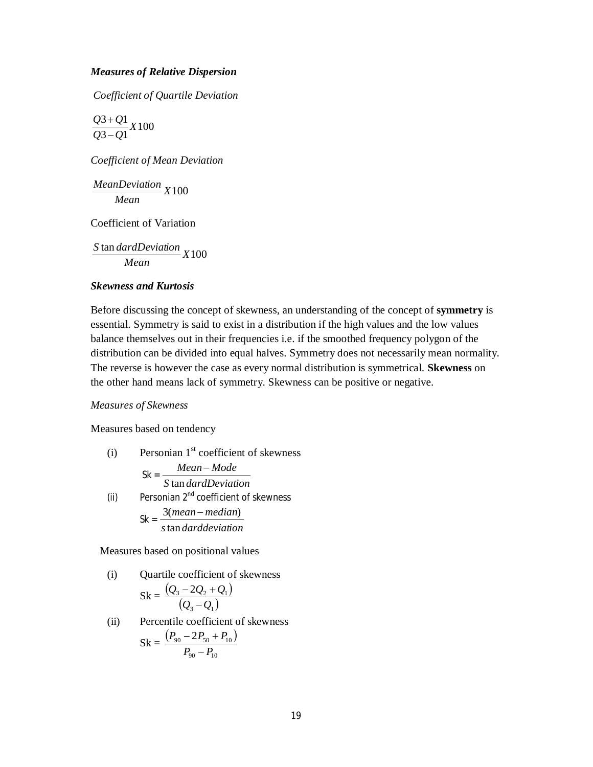***Measures of Relative Dispersion***

*Coefficient of Quartile Deviation*

$$\frac{Q3+Q1}{Q3-Q1}X100$$

*Coefficient of Mean Deviation*

$$\frac{MeanDeviation}{Mean}X100$$

Coefficient of Variation

$$\frac{S\tan dardDeviation}{Mean}X100$$

***Skewness and Kurtosis***

Before discussing the concept of skewness, an understanding of the concept of **symmetry** is essential. Symmetry is said to exist in a distribution if the high values and the low values balance themselves out in their frequencies i.e. if the smoothed frequency polygon of the distribution can be divided into equal halves. Symmetry does not necessarily mean normality. The reverse is however the case as every normal distribution is symmetrical. **Skewness** on the other hand means lack of symmetry. Skewness can be positive or negative.

*Measures of Skewness*

Measures based on tendency

(i) Personian 1st coefficient of skewness

$$Sk = \frac{Mean-Mode}{S\tan dardDeviation}$$

(ii) Personian 2nd coefficient of skewness

$$Sk = \frac{3(mean-median)}{s\tan darddeviation}$$

Measures based on positional values

(i) Quartile coefficient of skewness

$$Sk = \frac{(Q_3-2Q_2+Q_1)}{(Q_3-Q_1)}$$

(ii) Percentile coefficient of skewness

$$Sk = \frac{(P_{90}-2P_{50}+P_{10})}{P_{90}-P_{10}}$$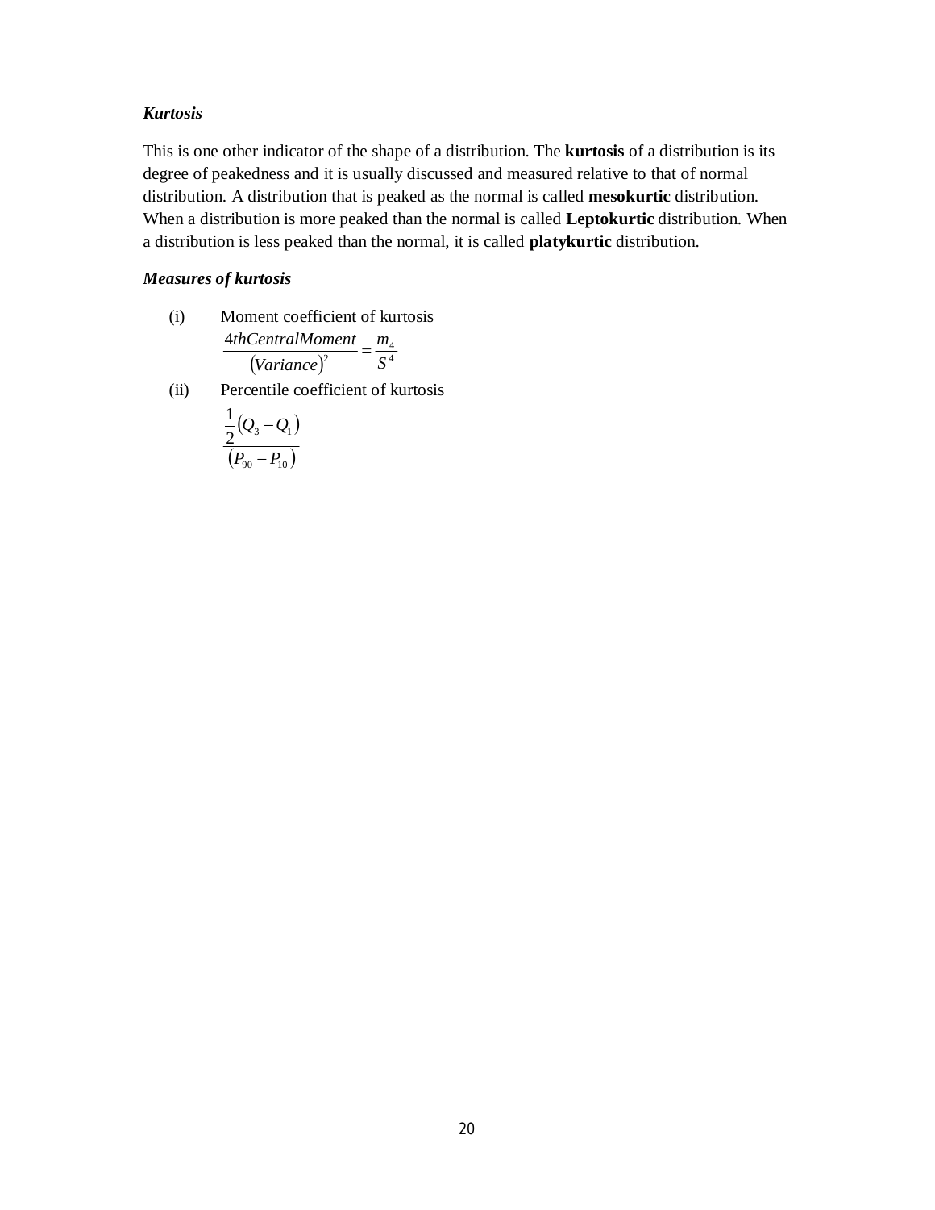***Kurtosis***

This is one other indicator of the shape of a distribution. The **kurtosis** of a distribution is its degree of peakedness and it is usually discussed and measured relative to that of normal distribution. A distribution that is peaked as the normal is called **mesokurtic** distribution. When a distribution is more peaked than the normal is called **Leptokurtic** distribution. When a distribution is less peaked than the normal, it is called **platykurtic** distribution.

***Measures of kurtosis***

(i) Moment coefficient of kurtosis

$$\frac{4thCentralMoment}{(Variance)^2} = \frac{m_4}{S^4}$$

(ii) Percentile coefficient of kurtosis

$$\frac{\frac{1}{2}(Q_3 - Q_1)}{(P_{90} - P_{10})}$$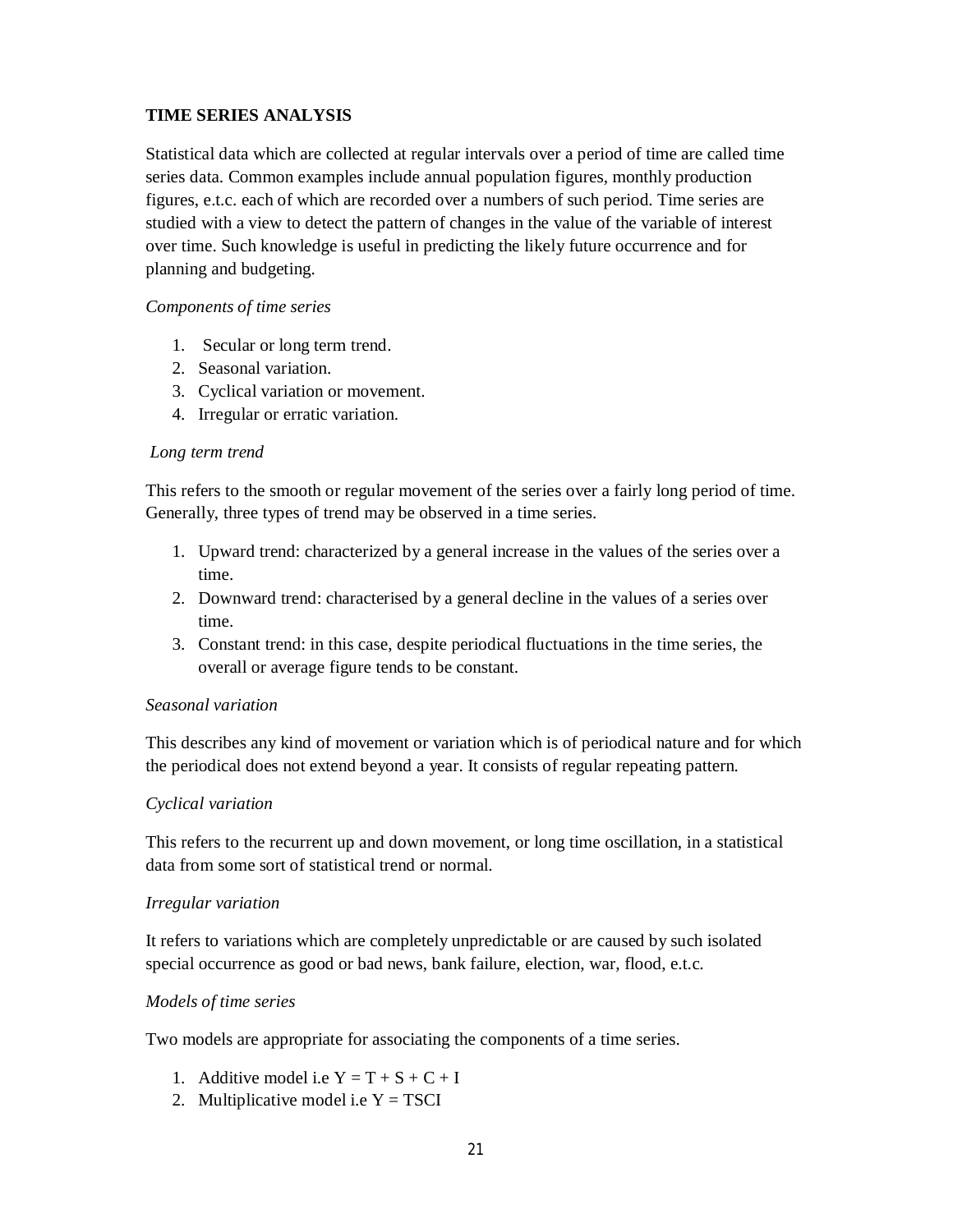**TIME SERIES ANALYSIS**

Statistical data which are collected at regular intervals over a period of time are called time series data. Common examples include annual population figures, monthly production figures, e.t.c. each of which are recorded over a numbers of such period. Time series are studied with a view to detect the pattern of changes in the value of the variable of interest over time. Such knowledge is useful in predicting the likely future occurrence and for planning and budgeting.

*Components of time series*

1. Secular or long term trend.
2. Seasonal variation.
3. Cyclical variation or movement.
4. Irregular or erratic variation.

*Long term trend*

This refers to the smooth or regular movement of the series over a fairly long period of time. Generally, three types of trend may be observed in a time series.

1. Upward trend: characterized by a general increase in the values of the series over a time.
2. Downward trend: characterised by a general decline in the values of a series over time.
3. Constant trend: in this case, despite periodical fluctuations in the time series, the overall or average figure tends to be constant.

*Seasonal variation*

This describes any kind of movement or variation which is of periodical nature and for which the periodical does not extend beyond a year. It consists of regular repeating pattern.

*Cyclical variation*

This refers to the recurrent up and down movement, or long time oscillation, in a statistical data from some sort of statistical trend or normal.

*Irregular variation*

It refers to variations which are completely unpredictable or are caused by such isolated special occurrence as good or bad news, bank failure, election, war, flood, e.t.c.

*Models of time series*

Two models are appropriate for associating the components of a time series.

1. Additive model i.e $Y = T + S + C + I$
2. Multiplicative model i.e $Y = TSCI$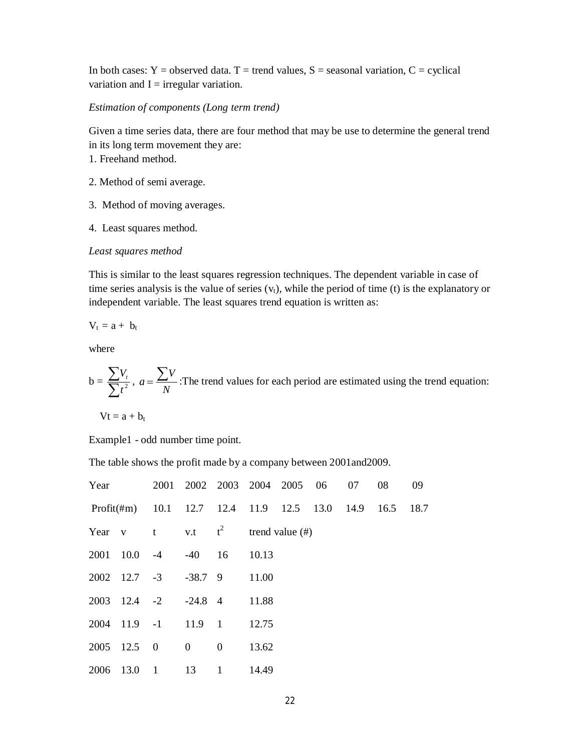In both cases: Y = observed data. T = trend values, S = seasonal variation, C = cyclical variation and I = irregular variation.

*Estimation of components (Long term trend)*

Given a time series data, there are four method that may be use to determine the general trend in its long term movement they are:

1. Freehand method.

2. Method of semi average.

3. Method of moving averages.

4. Least squares method.

*Least squares method*

This is similar to the least squares regression techniques. The dependent variable in case of time series analysis is the value of series ($v_t$), while the period of time (t) is the explanatory or independent variable. The least squares trend equation is written as:

$V_t = a + b_t$

where

b = $\frac{\sum V_t}{\sum t^2}$, $a = \frac{\sum V}{N}$ :The trend values for each period are estimated using the trend equation:

$Vt = a + b_t$

Example1 - odd number time point.

The table shows the profit made by a company between 2001and2009.

| Year | 2001 | 2002 | 2003 | 2004 | 2005 | 06 | 07 | 08 | 09 |
|---|---|---|---|---|---|---|---|---|---|
| Profit(#m) | 10.1 | 12.7 | 12.4 | 11.9 | 12.5 | 13.0 | 14.9 | 16.5 | 18.7 |

| Year | v | t | v.t | $t^2$ | trend value (#) |
|---|---|---|---|---|---|
| 2001 | 10.0 | -4 | -40 | 16 | 10.13 |
| 2002 | 12.7 | -3 | -38.7 | 9 | 11.00 |
| 2003 | 12.4 | -2 | -24.8 | 4 | 11.88 |
| 2004 | 11.9 | -1 | 11.9 | 1 | 12.75 |
| 2005 | 12.5 | 0 | 0 | 0 | 13.62 |
| 2006 | 13.0 | 1 | 13 | 1 | 14.49 |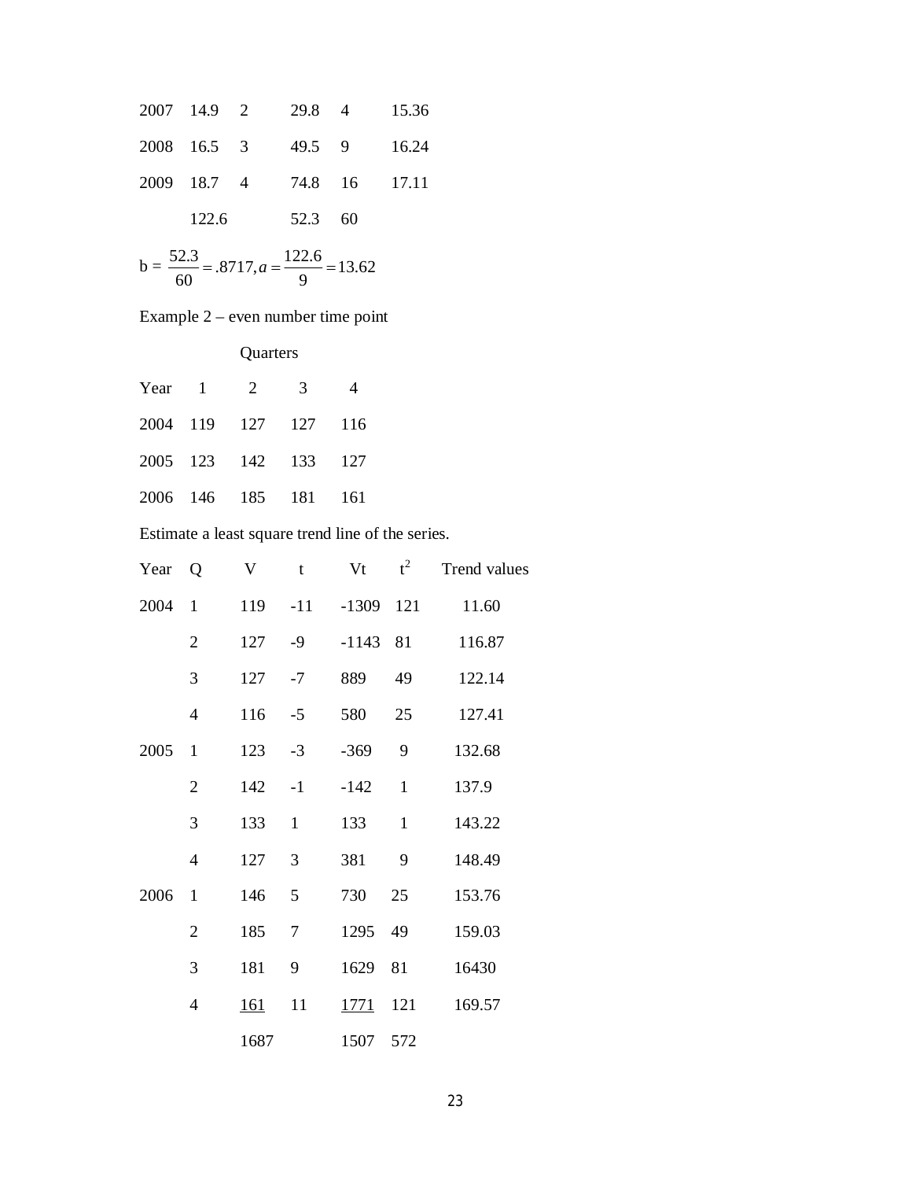| | | | | | |
|---|---|---|---|---|---|
| 2007 | 14.9 | 2 | 29.8 | 4 | 15.36 |
| 2008 | 16.5 | 3 | 49.5 | 9 | 16.24 |
| 2009 | 18.7 | 4 | 74.8 | 16 | 17.11 |
| | 122.6 | | 52.3 | 60 | |

b = $\frac{52.3}{60} = .8717, a = \frac{122.6}{9} = 13.62$

Example 2 – even number time point

| | Quarters | | | |
|---|---|---|---|---|
| Year | 1 | 2 | 3 | 4 |
| 2004 | 119 | 127 | 127 | 116 |
| 2005 | 123 | 142 | 133 | 127 |
| 2006 | 146 | 185 | 181 | 161 |

Estimate a least square trend line of the series.

| Year | Q | V | t | Vt | $t^2$ | Trend values |
|---|---|---|---|---|---|---|
| 2004 | 1 | 119 | -11 | -1309 | 121 | 11.60 |
| | 2 | 127 | -9 | -1143 | 81 | 116.87 |
| | 3 | 127 | -7 | 889 | 49 | 122.14 |
| | 4 | 116 | -5 | 580 | 25 | 127.41 |
| 2005 | 1 | 123 | -3 | -369 | 9 | 132.68 |
| | 2 | 142 | -1 | -142 | 1 | 137.9 |
| | 3 | 133 | 1 | 133 | 1 | 143.22 |
| | 4 | 127 | 3 | 381 | 9 | 148.49 |
| 2006 | 1 | 146 | 5 | 730 | 25 | 153.76 |
| | 2 | 185 | 7 | 1295 | 49 | 159.03 |
| | 3 | 181 | 9 | 1629 | 81 | 16430 |
| | 4 | 161 | 11 | 1771 | 121 | 169.57 |
| | | 1687 | | 1507 | 572 | |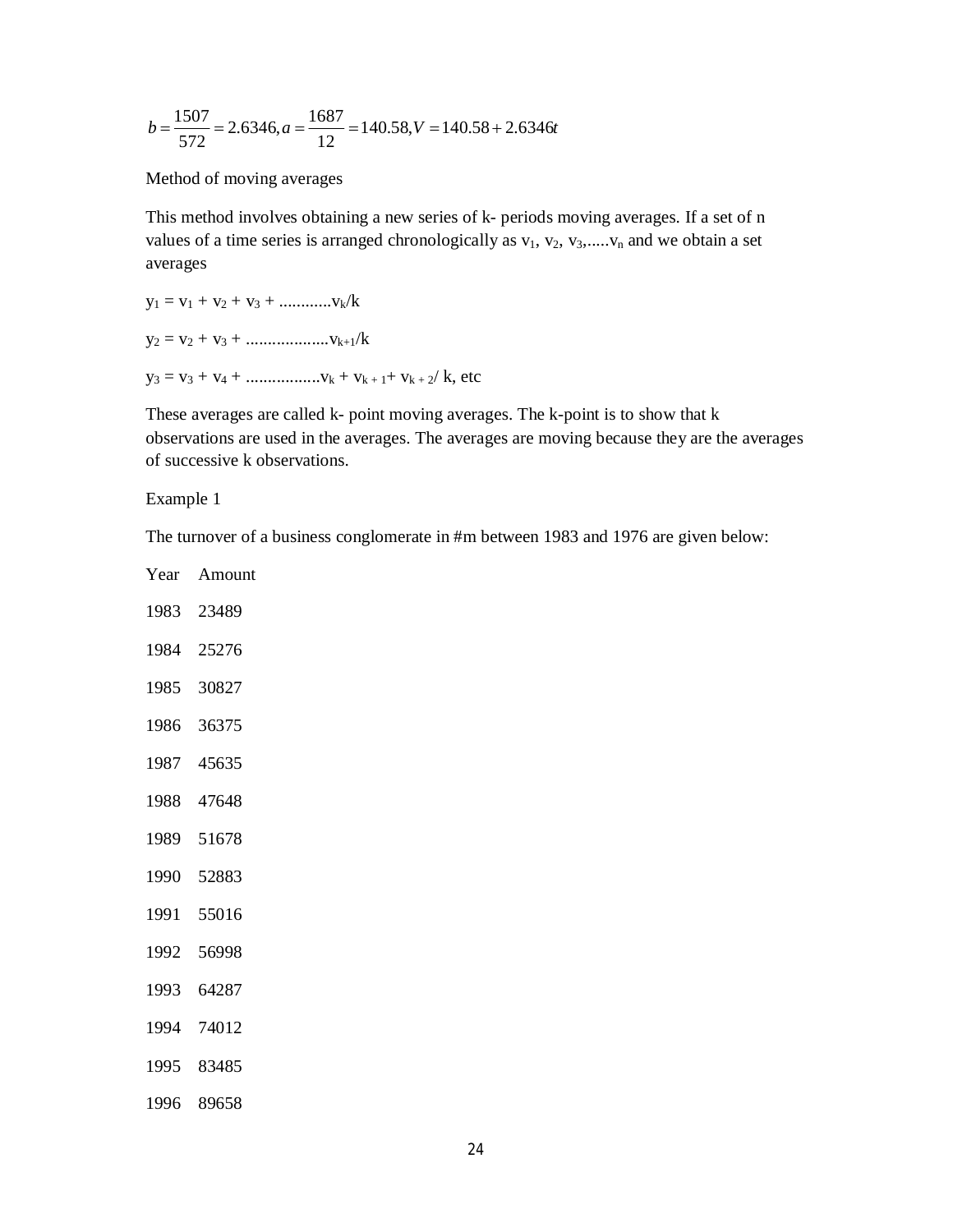$$b = \frac{1507}{572} = 2.6346, a = \frac{1687}{12} = 140.58, V = 140.58 + 2.6346t$$

Method of moving averages

This method involves obtaining a new series of k- periods moving averages. If a set of n values of a time series is arranged chronologically as $v_1$, $v_2$, $v_3$,.....$v_n$ and we obtain a set averages

$y_1 = v_1 + v_2 + v_3 + ............v_k/k$

$y_2 = v_2 + v_3 + ...................v_{k+1}/k$

$y_3 = v_3 + v_4 + .................v_k + v_{k+1} + v_{k+2}/ k$, etc

These averages are called k- point moving averages. The k-point is to show that k observations are used in the averages. The averages are moving because they are the averages of successive k observations.

Example 1

The turnover of a business conglomerate in #m between 1983 and 1976 are given below:

| Year | Amount |
|---|---|
| 1983 | 23489 |
| 1984 | 25276 |
| 1985 | 30827 |
| 1986 | 36375 |
| 1987 | 45635 |
| 1988 | 47648 |
| 1989 | 51678 |
| 1990 | 52883 |
| 1991 | 55016 |
| 1992 | 56998 |
| 1993 | 64287 |
| 1994 | 74012 |
| 1995 | 83485 |
| 1996 | 89658 |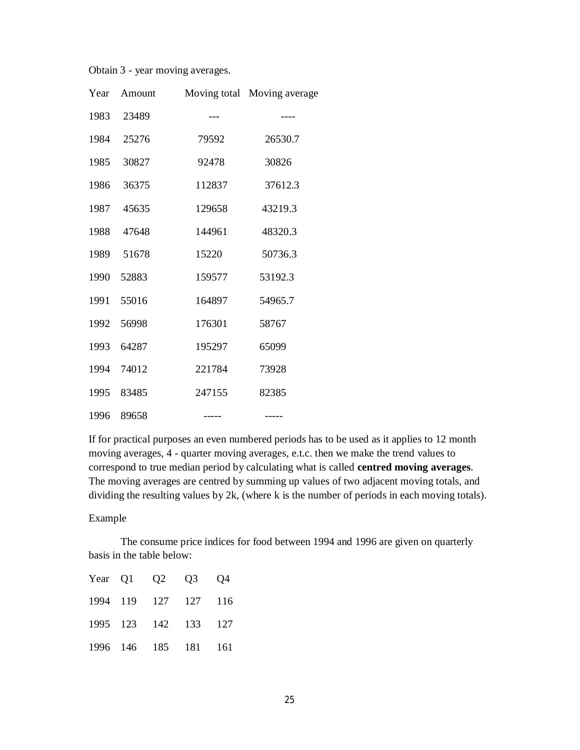Obtain 3 - year moving averages.

| Year | Amount | Moving total | Moving average |
|---|---|---|---|
| 1983 | 23489 | --- | ---- |
| 1984 | 25276 | 79592 | 26530.7 |
| 1985 | 30827 | 92478 | 30826 |
| 1986 | 36375 | 112837 | 37612.3 |
| 1987 | 45635 | 129658 | 43219.3 |
| 1988 | 47648 | 144961 | 48320.3 |
| 1989 | 51678 | 15220 | 50736.3 |
| 1990 | 52883 | 159577 | 53192.3 |
| 1991 | 55016 | 164897 | 54965.7 |
| 1992 | 56998 | 176301 | 58767 |
| 1993 | 64287 | 195297 | 65099 |
| 1994 | 74012 | 221784 | 73928 |
| 1995 | 83485 | 247155 | 82385 |
| 1996 | 89658 | ----- | ----- |

If for practical purposes an even numbered periods has to be used as it applies to 12 month moving averages, 4 - quarter moving averages, e.t.c. then we make the trend values to correspond to true median period by calculating what is called **centred moving averages**. The moving averages are centred by summing up values of two adjacent moving totals, and dividing the resulting values by 2k, (where k is the number of periods in each moving totals).

Example

The consume price indices for food between 1994 and 1996 are given on quarterly basis in the table below:

| Year | Q1 | Q2 | Q3 | Q4 |
|---|---|---|---|---|
| 1994 | 119 | 127 | 127 | 116 |
| 1995 | 123 | 142 | 133 | 127 |
| 1996 | 146 | 185 | 181 | 161 |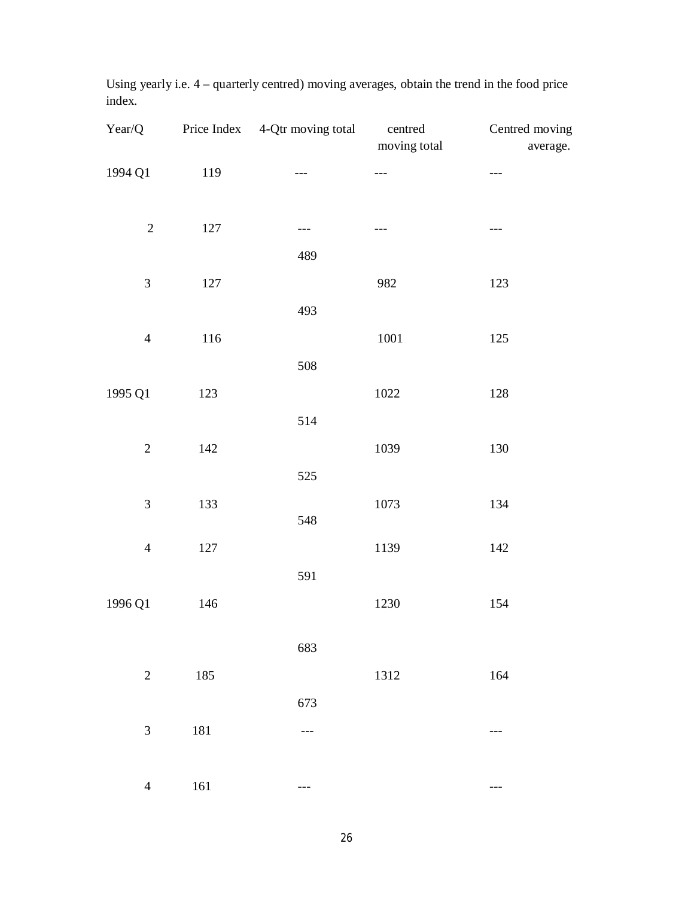Using yearly i.e. 4 – quarterly centred) moving averages, obtain the trend in the food price index.

| Year/Q | Price Index | 4-Qtr moving total | centred moving total | Centred moving average. |
|---|---|---|---|---|
| 1994 Q1 | 119 | --- | --- | --- |
| 2 | 127 | --- | --- | --- |
| | | 489 | | |
| 3 | 127 | | 982 | 123 |
| | | 493 | | |
| 4 | 116 | | 1001 | 125 |
| | | 508 | | |
| 1995 Q1 | 123 | | 1022 | 128 |
| | | 514 | | |
| 2 | 142 | | 1039 | 130 |
| | | 525 | | |
| 3 | 133 | | 1073 | 134 |
| | | 548 | | |
| 4 | 127 | | 1139 | 142 |
| | | 591 | | |
| 1996 Q1 | 146 | | 1230 | 154 |
| | | 683 | | |
| 2 | 185 | | 1312 | 164 |
| | | 673 | | |
| 3 | 181 | --- | | --- |
| 4 | 161 | --- | | --- |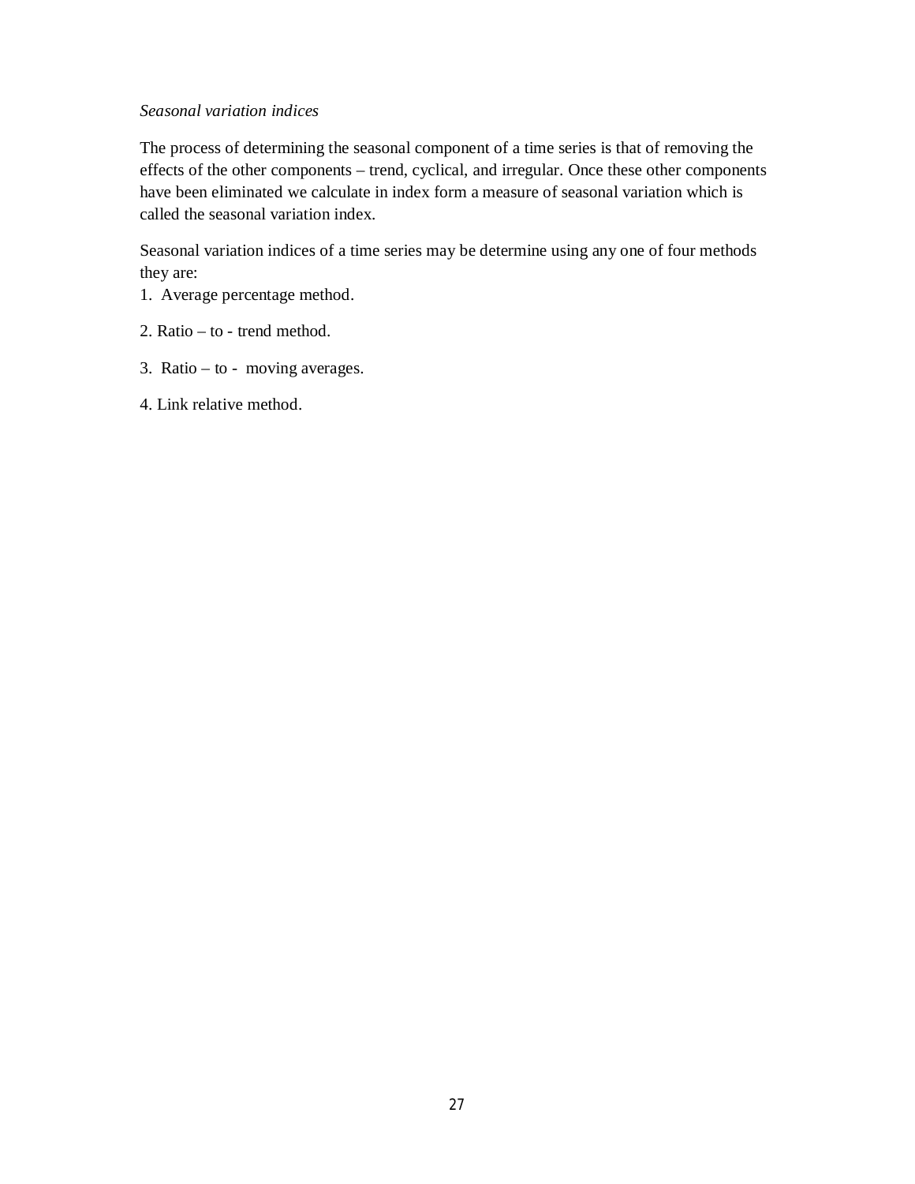*Seasonal variation indices*

The process of determining the seasonal component of a time series is that of removing the effects of the other components – trend, cyclical, and irregular. Once these other components have been eliminated we calculate in index form a measure of seasonal variation which is called the seasonal variation index.

Seasonal variation indices of a time series may be determine using any one of four methods they are:

1. Average percentage method.

2. Ratio – to - trend method.

3. Ratio – to - moving averages.

4. Link relative method.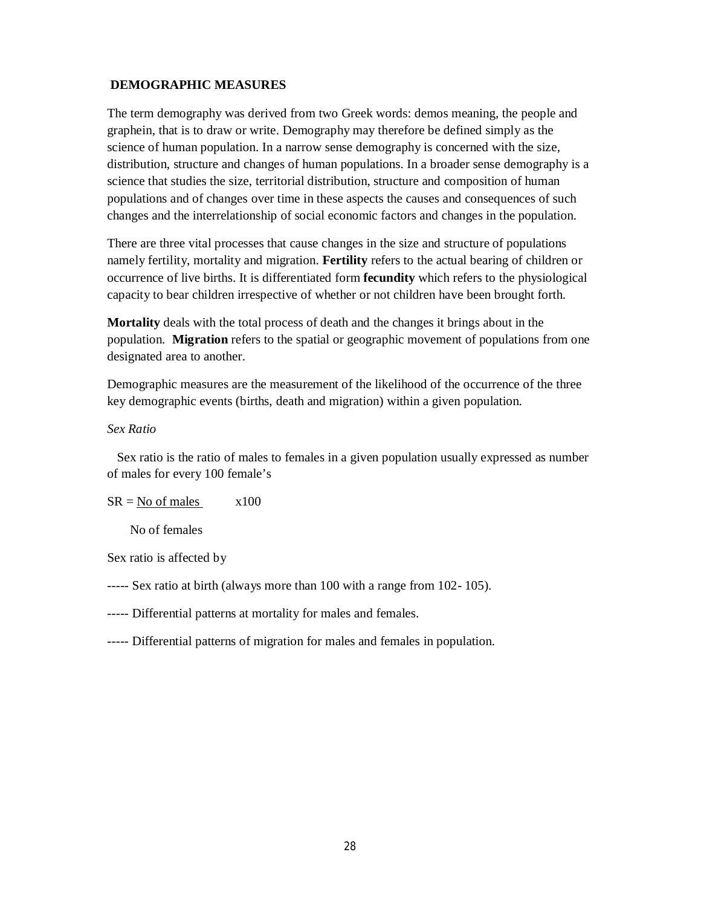## DEMOGRAPHIC MEASURES

The term demography was derived from two Greek words: demos meaning, the people and graphein, that is to draw or write. Demography may therefore be defined simply as the science of human population. In a narrow sense demography is concerned with the size, distribution, structure and changes of human populations. In a broader sense demography is a science that studies the size, territorial distribution, structure and composition of human populations and of changes over time in these aspects the causes and consequences of such changes and the interrelationship of social economic factors and changes in the population.

There are three vital processes that cause changes in the size and structure of populations namely fertility, mortality and migration. **Fertility** refers to the actual bearing of children or occurrence of live births. It is differentiated form **fecundity** which refers to the physiological capacity to bear children irrespective of whether or not children have been brought forth.

**Mortality** deals with the total process of death and the changes it brings about in the population. **Migration** refers to the spatial or geographic movement of populations from one designated area to another.

Demographic measures are the measurement of the likelihood of the occurrence of the three key demographic events (births, death and migration) within a given population.

*Sex Ratio*

Sex ratio is the ratio of males to females in a given population usually expressed as number of males for every 100 female's

$$SR = \frac{\text{No of males}}{\text{No of females}} \times 100$$

Sex ratio is affected by

----- Sex ratio at birth (always more than 100 with a range from 102- 105).

----- Differential patterns at mortality for males and females.

----- Differential patterns of migration for males and females in population.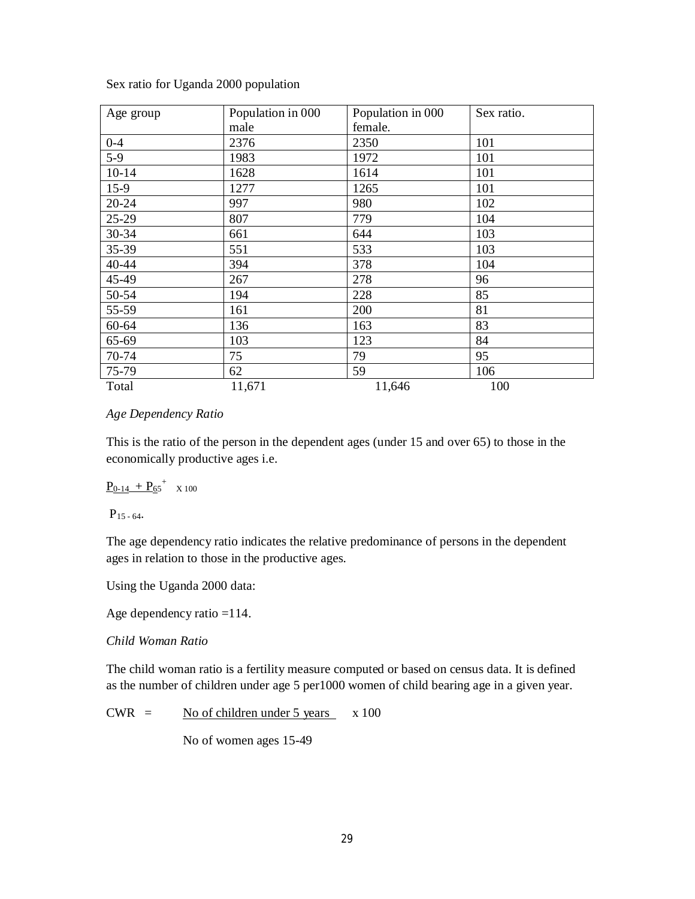Sex ratio for Uganda 2000 population

| Age group | Population in 000 male | Population in 000 female. | Sex ratio. |
|---|---|---|---|
| 0-4 | 2376 | 2350 | 101 |
| 5-9 | 1983 | 1972 | 101 |
| 10-14 | 1628 | 1614 | 101 |
| 15-9 | 1277 | 1265 | 101 |
| 20-24 | 997 | 980 | 102 |
| 25-29 | 807 | 779 | 104 |
| 30-34 | 661 | 644 | 103 |
| 35-39 | 551 | 533 | 103 |
| 40-44 | 394 | 378 | 104 |
| 45-49 | 267 | 278 | 96 |
| 50-54 | 194 | 228 | 85 |
| 55-59 | 161 | 200 | 81 |
| 60-64 | 136 | 163 | 83 |
| 65-69 | 103 | 123 | 84 |
| 70-74 | 75 | 79 | 95 |
| 75-79 | 62 | 59 | 106 |
| Total | 11,671 | 11,646 | 100 |

*Age Dependency Ratio*

This is the ratio of the person in the dependent ages (under 15 and over 65) to those in the economically productive ages i.e.

$$\frac{P_{0-14} + P_{65^+}}{P_{15-64}} \times 100$$

The age dependency ratio indicates the relative predominance of persons in the dependent ages in relation to those in the productive ages.

Using the Uganda 2000 data:

Age dependency ratio =114.

*Child Woman Ratio*

The child woman ratio is a fertility measure computed or based on census data. It is defined as the number of children under age 5 per1000 women of child bearing age in a given year.

$$CWR = \frac{\text{No of children under 5 years}}{\text{No of women ages 15-49}} \times 100$$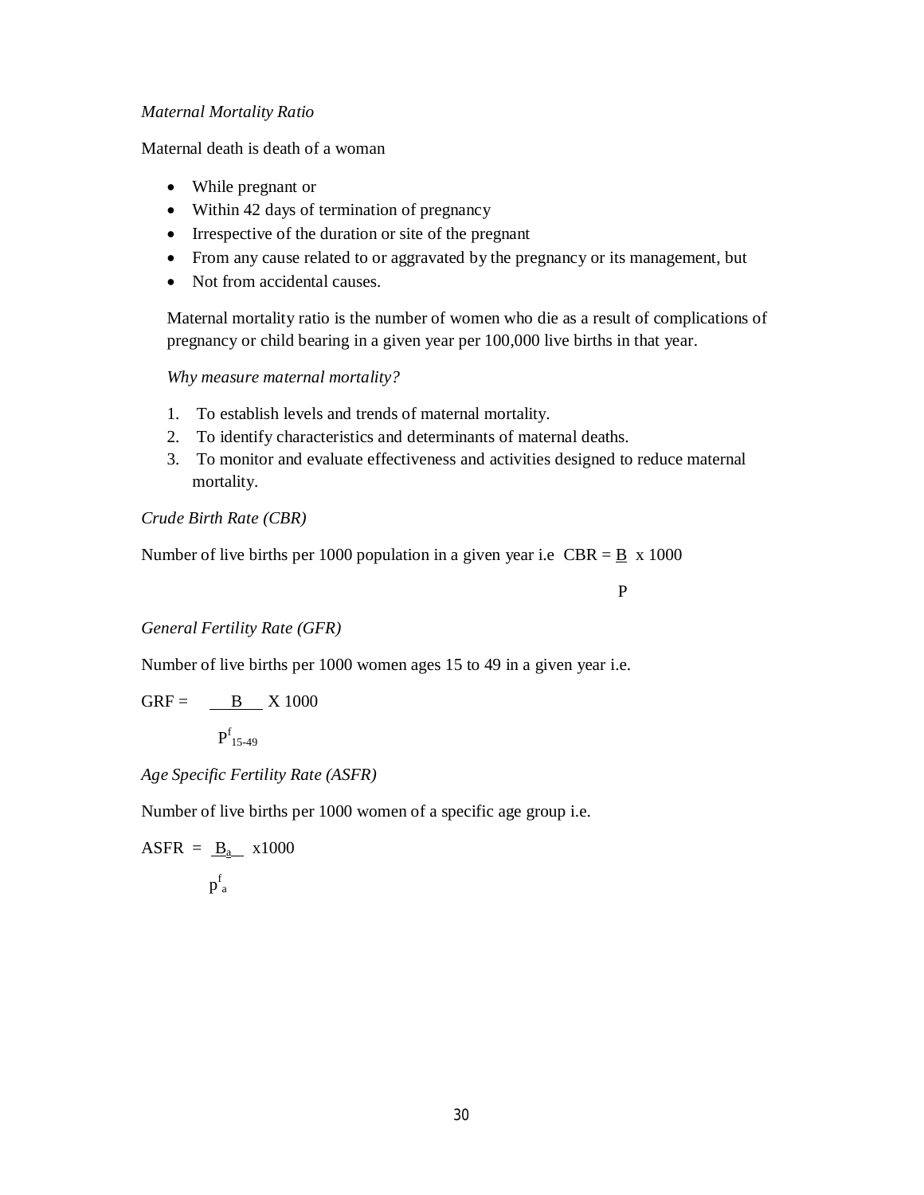*Maternal Mortality Ratio*

Maternal death is death of a woman

- While pregnant or
- Within 42 days of termination of pregnancy
- Irrespective of the duration or site of the pregnant
- From any cause related to or aggravated by the pregnancy or its management, but
- Not from accidental causes.

Maternal mortality ratio is the number of women who die as a result of complications of pregnancy or child bearing in a given year per 100,000 live births in that year.

*Why measure maternal mortality?*

1. To establish levels and trends of maternal mortality.
2. To identify characteristics and determinants of maternal deaths.
3. To monitor and evaluate effectiveness and activities designed to reduce maternal mortality.

*Crude Birth Rate (CBR)*

Number of live births per 1000 population in a given year i.e $CBR = \frac{B}{P} \times 1000$

*General Fertility Rate (GFR)*

Number of live births per 1000 women ages 15 to 49 in a given year i.e.

$$GRF = \frac{B}{P^{f}_{15\text{-}49}} \times 1000$$

*Age Specific Fertility Rate (ASFR)*

Number of live births per 1000 women of a specific age group i.e.

$$ASFR = \frac{B_a}{p^{f}_{a}} \times 1000$$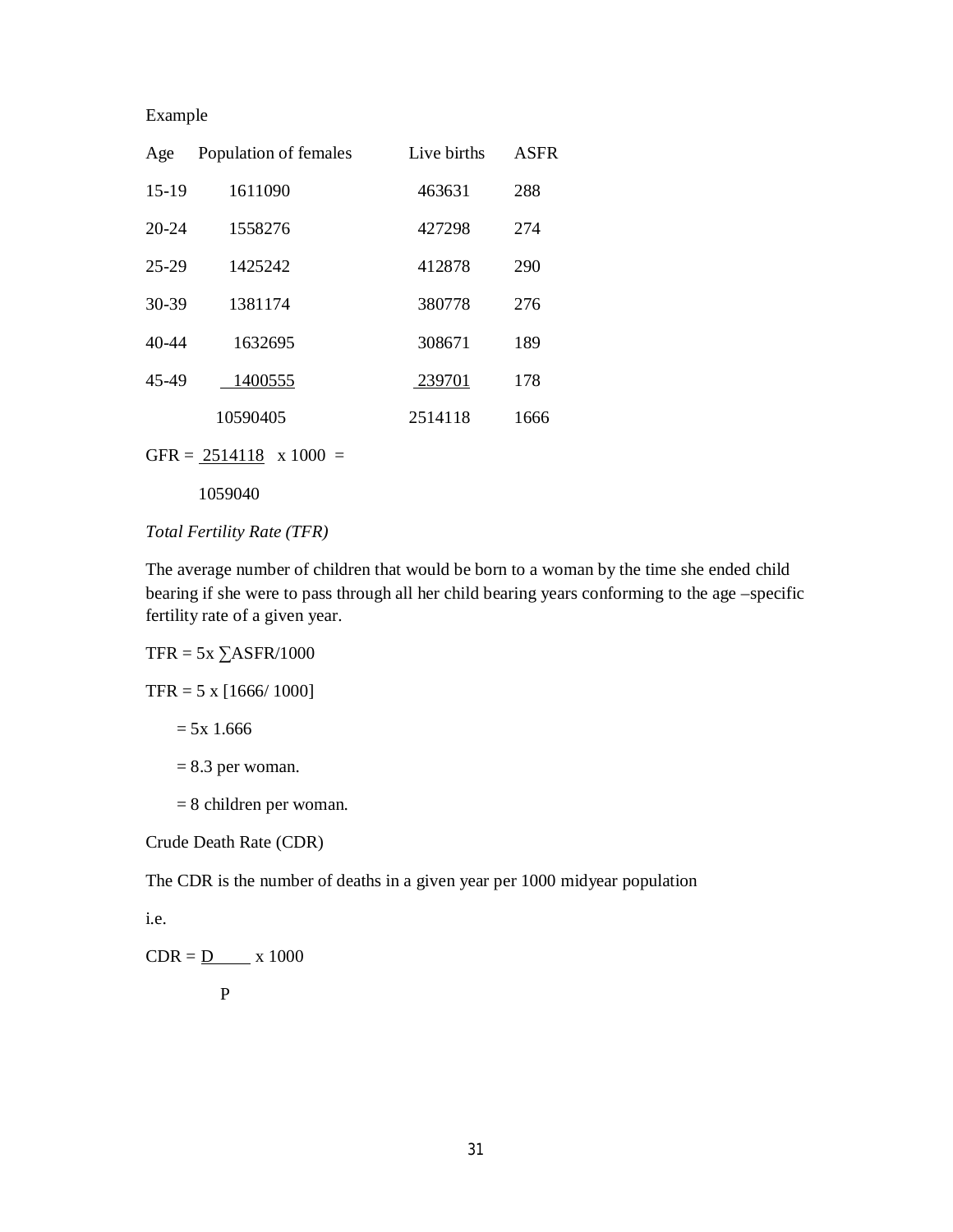Example

| Age | Population of females | Live births | ASFR |
|---|---|---|---|
| 15-19 | 1611090 | 463631 | 288 |
| 20-24 | 1558276 | 427298 | 274 |
| 25-29 | 1425242 | 412878 | 290 |
| 30-39 | 1381174 | 380778 | 276 |
| 40-44 | 1632695 | 308671 | 189 |
| 45-49 | 1400555 | 239701 | 178 |
| | 10590405 | 2514118 | 1666 |

$$GFR = \frac{2514118}{1059040} \times 1000 =$$

*Total Fertility Rate (TFR)*

The average number of children that would be born to a woman by the time she ended child bearing if she were to pass through all her child bearing years conforming to the age –specific fertility rate of a given year.

$TFR = 5x \sum ASFR/1000$

$TFR = 5 \times [1666/1000]$

$= 5x\ 1.666$

= 8.3 per woman.

= 8 children per woman.

Crude Death Rate (CDR)

The CDR is the number of deaths in a given year per 1000 midyear population

i.e.

$$CDR = \frac{D}{P} \times 1000$$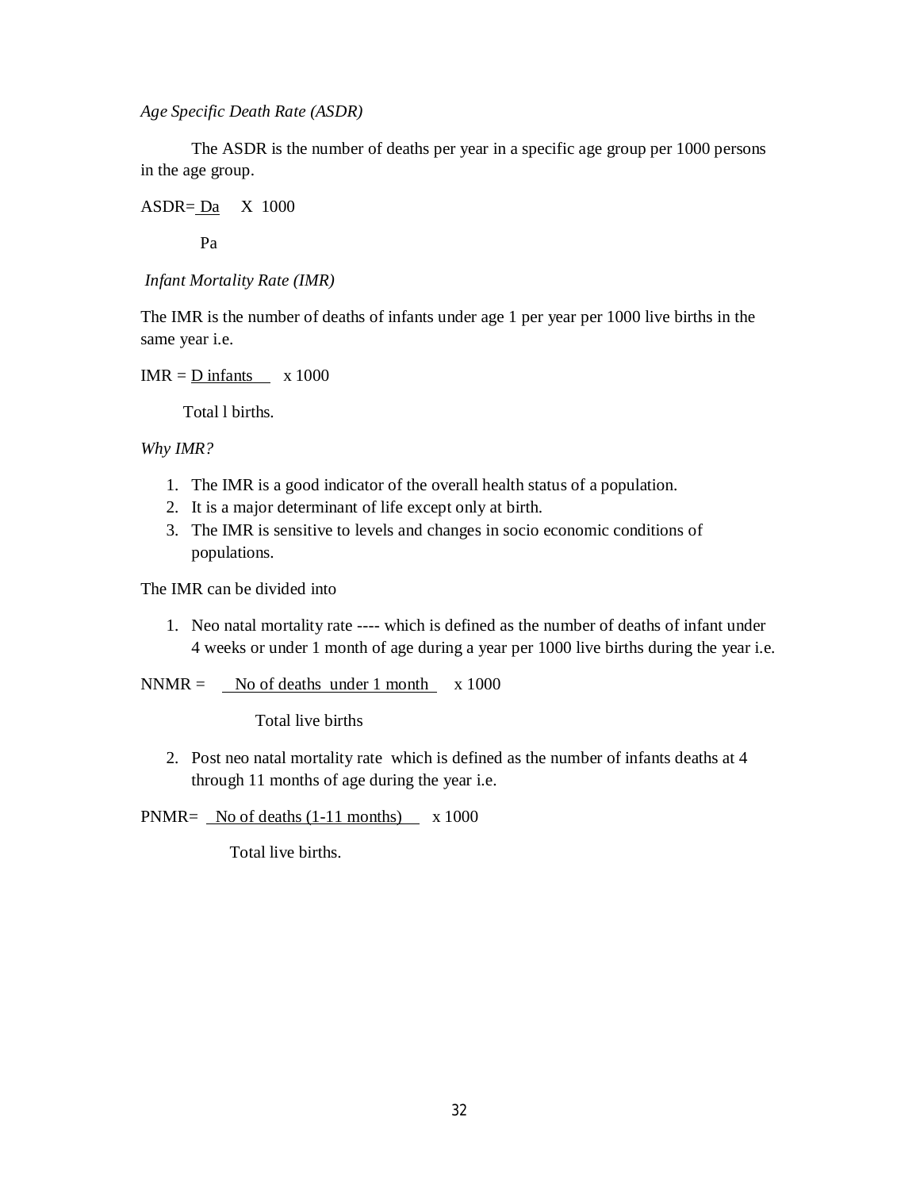*Age Specific Death Rate (ASDR)*

The ASDR is the number of deaths per year in a specific age group per 1000 persons in the age group.

$$ASDR = \frac{Da}{Pa} \times 1000$$

*Infant Mortality Rate (IMR)*

The IMR is the number of deaths of infants under age 1 per year per 1000 live births in the same year i.e.

$$IMR = \frac{D \text{ infants}}{\text{Total l births.}} \times 1000$$

*Why IMR?*

1. The IMR is a good indicator of the overall health status of a population.
2. It is a major determinant of life except only at birth.
3. The IMR is sensitive to levels and changes in socio economic conditions of populations.

The IMR can be divided into

1. Neo natal mortality rate ---- which is defined as the number of deaths of infant under 4 weeks or under 1 month of age during a year per 1000 live births during the year i.e.

$$NNMR = \frac{\text{No of deaths under 1 month}}{\text{Total live births}} \times 1000$$

2. Post neo natal mortality rate which is defined as the number of infants deaths at 4 through 11 months of age during the year i.e.

$$PNMR = \frac{\text{No of deaths (1-11 months)}}{\text{Total live births.}} \times 1000$$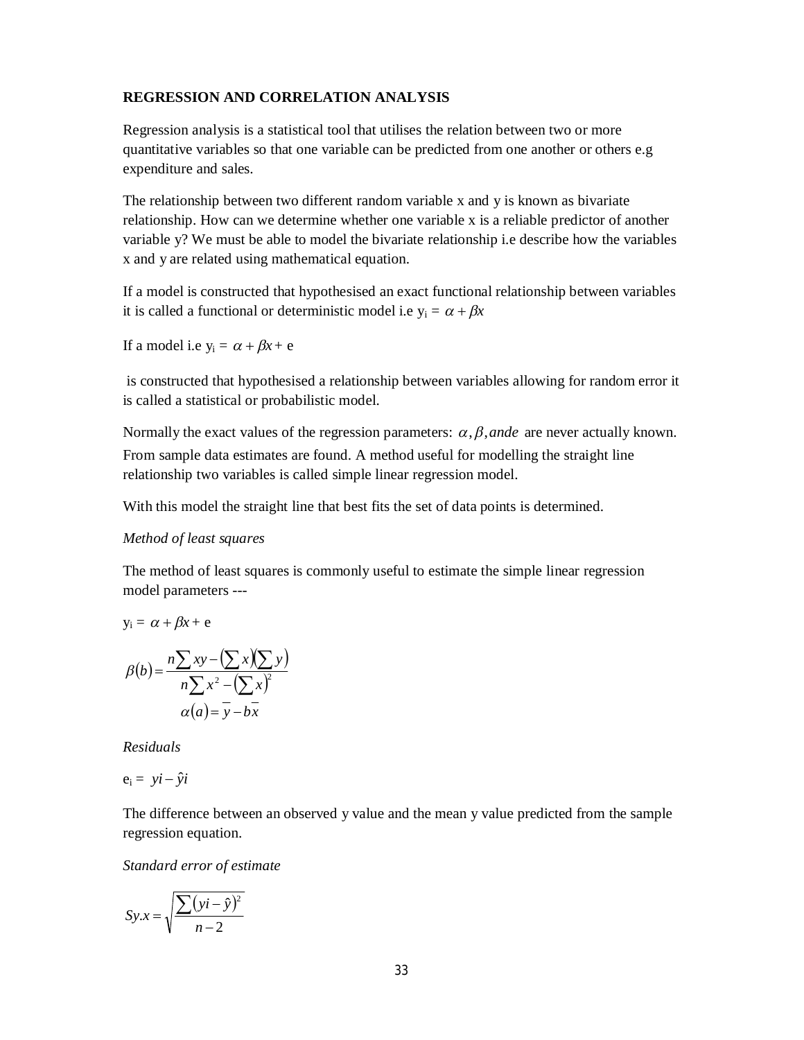**REGRESSION AND CORRELATION ANALYSIS**

Regression analysis is a statistical tool that utilises the relation between two or more quantitative variables so that one variable can be predicted from one another or others e.g expenditure and sales.

The relationship between two different random variable x and y is known as bivariate relationship. How can we determine whether one variable x is a reliable predictor of another variable y? We must be able to model the bivariate relationship i.e describe how the variables x and y are related using mathematical equation.

If a model is constructed that hypothesised an exact functional relationship between variables it is called a functional or deterministic model i.e $y_i = \alpha + \beta x$

If a model i.e $y_i = \alpha + \beta x + e$

is constructed that hypothesised a relationship between variables allowing for random error it is called a statistical or probabilistic model.

Normally the exact values of the regression parameters: $\alpha, \beta, and e$ are never actually known. From sample data estimates are found. A method useful for modelling the straight line relationship two variables is called simple linear regression model.

With this model the straight line that best fits the set of data points is determined.

*Method of least squares*

The method of least squares is commonly useful to estimate the simple linear regression model parameters ---

$y_i = \alpha + \beta x + e$

$$\beta(b) = \frac{n\sum xy - \left(\sum x\right)\left(\sum y\right)}{n\sum x^2 - \left(\sum x\right)^2}$$

$$\alpha(a) = \overline{y} - b\overline{x}$$

*Residuals*

$e_i = yi - \hat{y}i$

The difference between an observed y value and the mean y value predicted from the sample regression equation.

*Standard error of estimate*

$$Sy.x = \sqrt{\frac{\sum\left(yi - \hat{y}\right)^2}{n-2}}$$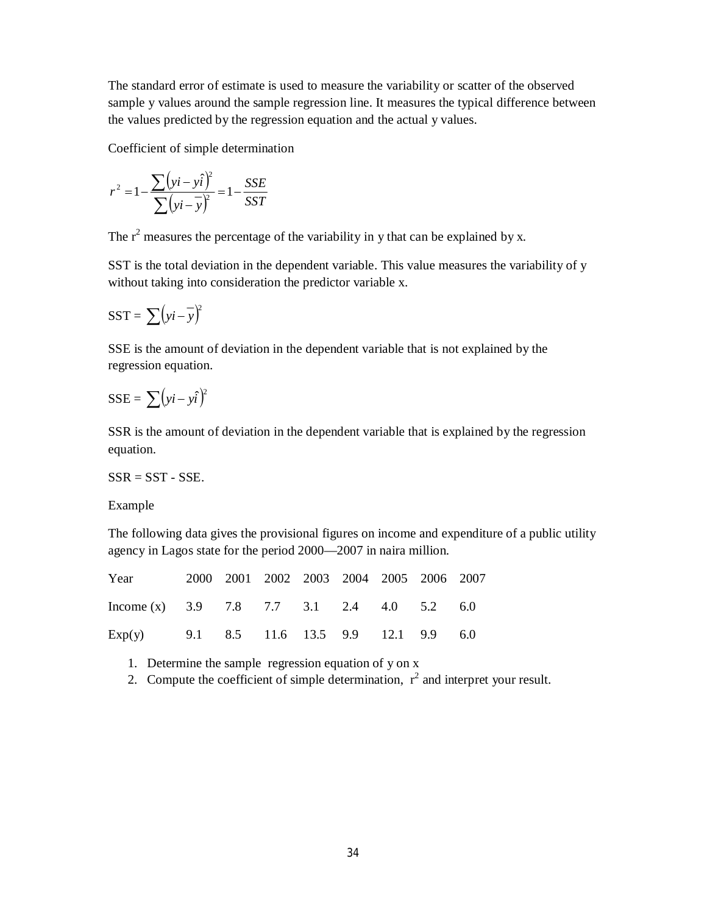The standard error of estimate is used to measure the variability or scatter of the observed sample y values around the sample regression line. It measures the typical difference between the values predicted by the regression equation and the actual y values.

Coefficient of simple determination

$$r^2 = 1 - \frac{\sum \left( yi - y\hat{i} \right)^2}{\sum \left( yi - \overline{y} \right)^2} = 1 - \frac{SSE}{SST}$$

The $r^2$ measures the percentage of the variability in y that can be explained by x.

SST is the total deviation in the dependent variable. This value measures the variability of y without taking into consideration the predictor variable x.

SST = $\sum \left( yi - \overline{y} \right)^2$

SSE is the amount of deviation in the dependent variable that is not explained by the regression equation.

SSE = $\sum \left( yi - y\hat{i} \right)^2$

SSR is the amount of deviation in the dependent variable that is explained by the regression equation.

SSR = SST - SSE.

Example

The following data gives the provisional figures on income and expenditure of a public utility agency in Lagos state for the period 2000—2007 in naira million.

| Year | 2000 | 2001 | 2002 | 2003 | 2004 | 2005 | 2006 | 2007 |
|---|---|---|---|---|---|---|---|---|
| Income (x) | 3.9 | 7.8 | 7.7 | 3.1 | 2.4 | 4.0 | 5.2 | 6.0 |
| Exp(y) | 9.1 | 8.5 | 11.6 | 13.5 | 9.9 | 12.1 | 9.9 | 6.0 |

1. Determine the sample regression equation of y on x
2. Compute the coefficient of simple determination, $r^2$ and interpret your result.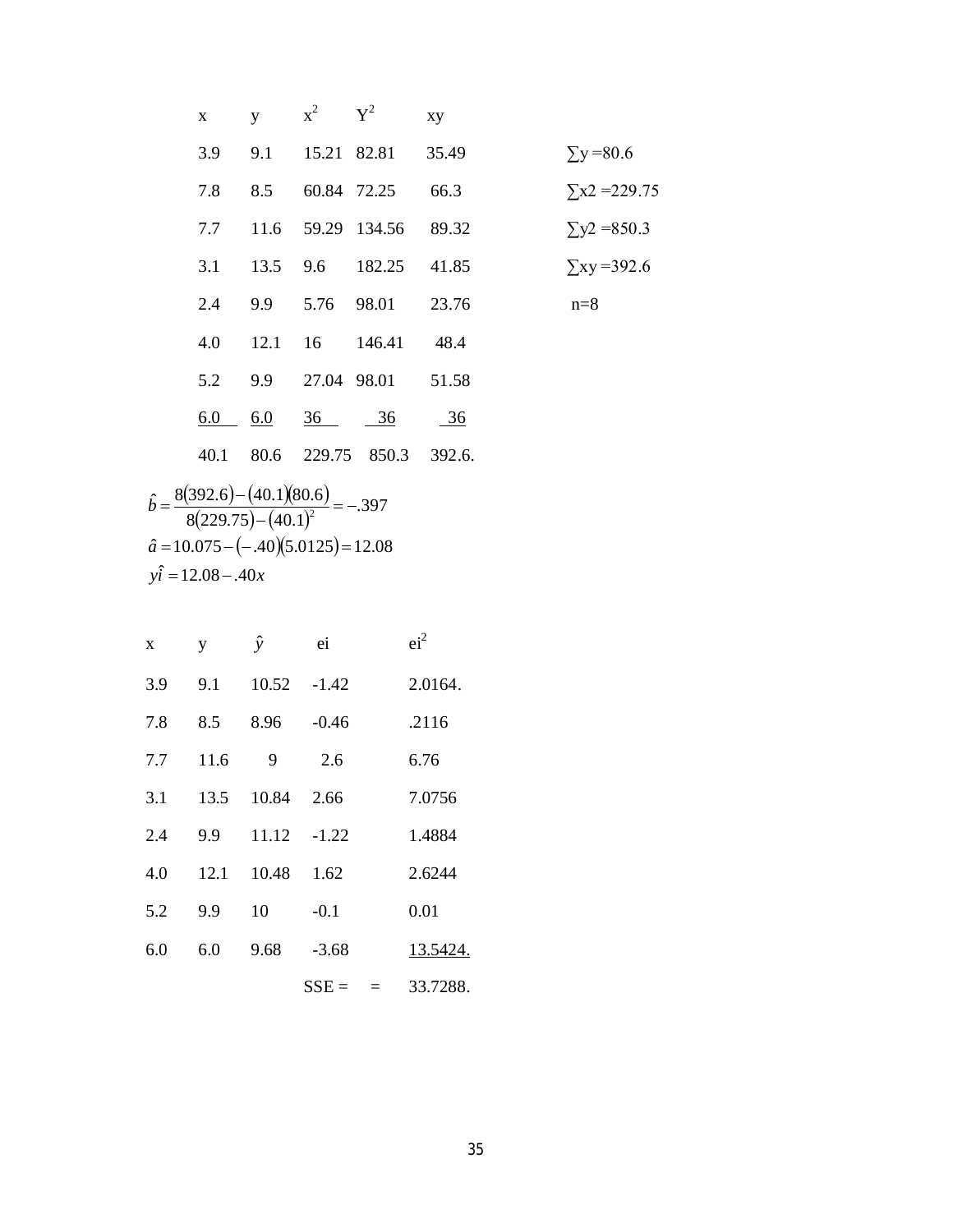| x | y | $x^2$ | $Y^2$ | xy |
|---|---|---|---|---|
| 3.9 | 9.1 | 15.21 | 82.81 | 35.49 |
| 7.8 | 8.5 | 60.84 | 72.25 | 66.3 |
| 7.7 | 11.6 | 59.29 | 134.56 | 89.32 |
| 3.1 | 13.5 | 9.6 | 182.25 | 41.85 |
| 2.4 | 9.9 | 5.76 | 98.01 | 23.76 |
| 4.0 | 12.1 | 16 | 146.41 | 48.4 |
| 5.2 | 9.9 | 27.04 | 98.01 | 51.58 |
| 6.0 | 6.0 | 36 | 36 | 36 |
| 40.1 | 80.6 | 229.75 | 850.3 | 392.6. |

$\sum y = 80.6$

$\sum x2 = 229.75$

$\sum y2 = 850.3$

$\sum xy = 392.6$

n=8

$$\hat{b} = \frac{8(392.6) - (40.1)(80.6)}{8(229.75) - (40.1)^2} = -.397$$

$$\hat{a} = 10.075 - (-.40)(5.0125) = 12.08$$

$$\hat{yi} = 12.08 - .40x$$

| x | y | $\hat{y}$ | ei | $ei^2$ |
|---|---|---|---|---|
| 3.9 | 9.1 | 10.52 | -1.42 | 2.0164. |
| 7.8 | 8.5 | 8.96 | -0.46 | .2116 |
| 7.7 | 11.6 | 9 | 2.6 | 6.76 |
| 3.1 | 13.5 | 10.84 | 2.66 | 7.0756 |
| 2.4 | 9.9 | 11.12 | -1.22 | 1.4884 |
| 4.0 | 12.1 | 10.48 | 1.62 | 2.6244 |
| 5.2 | 9.9 | 10 | -0.1 | 0.01 |
| 6.0 | 6.0 | 9.68 | -3.68 | 13.5424. |
| | | SSE = | = | 33.7288. |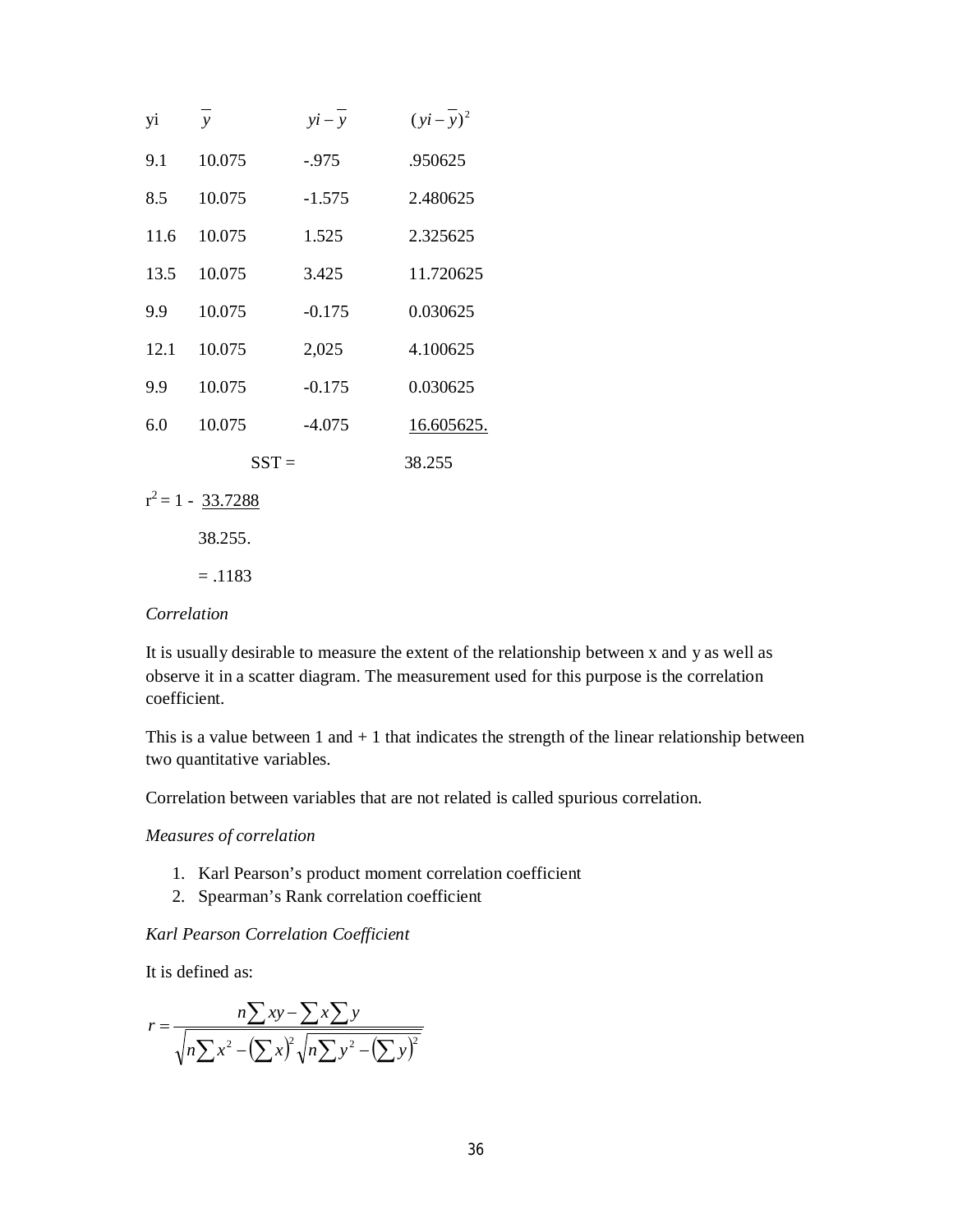| yi | $\overline{y}$ | $yi - \overline{y}$ | $(yi - \overline{y})^2$ |
|---|---|---|---|
| 9.1 | 10.075 | -.975 | .950625 |
| 8.5 | 10.075 | -1.575 | 2.480625 |
| 11.6 | 10.075 | 1.525 | 2.325625 |
| 13.5 | 10.075 | 3.425 | 11.720625 |
| 9.9 | 10.075 | -0.175 | 0.030625 |
| 12.1 | 10.075 | 2,025 | 4.100625 |
| 9.9 | 10.075 | -0.175 | 0.030625 |
| 6.0 | 10.075 | -4.075 | 16.605625. |
| | | SST = | 38.255 |

$$r^2 = 1 - \frac{33.7288}{38.255.}$$

$$= .1183$$

*Correlation*

It is usually desirable to measure the extent of the relationship between x and y as well as observe it in a scatter diagram. The measurement used for this purpose is the correlation coefficient.

This is a value between 1 and + 1 that indicates the strength of the linear relationship between two quantitative variables.

Correlation between variables that are not related is called spurious correlation.

*Measures of correlation*

1. Karl Pearson's product moment correlation coefficient
2. Spearman's Rank correlation coefficient

*Karl Pearson Correlation Coefficient*

It is defined as:

$$r = \frac{n\sum xy - \sum x \sum y}{\sqrt{n\sum x^2 - \left(\sum x\right)^2}\sqrt{n\sum y^2 - \left(\sum y\right)^2}}$$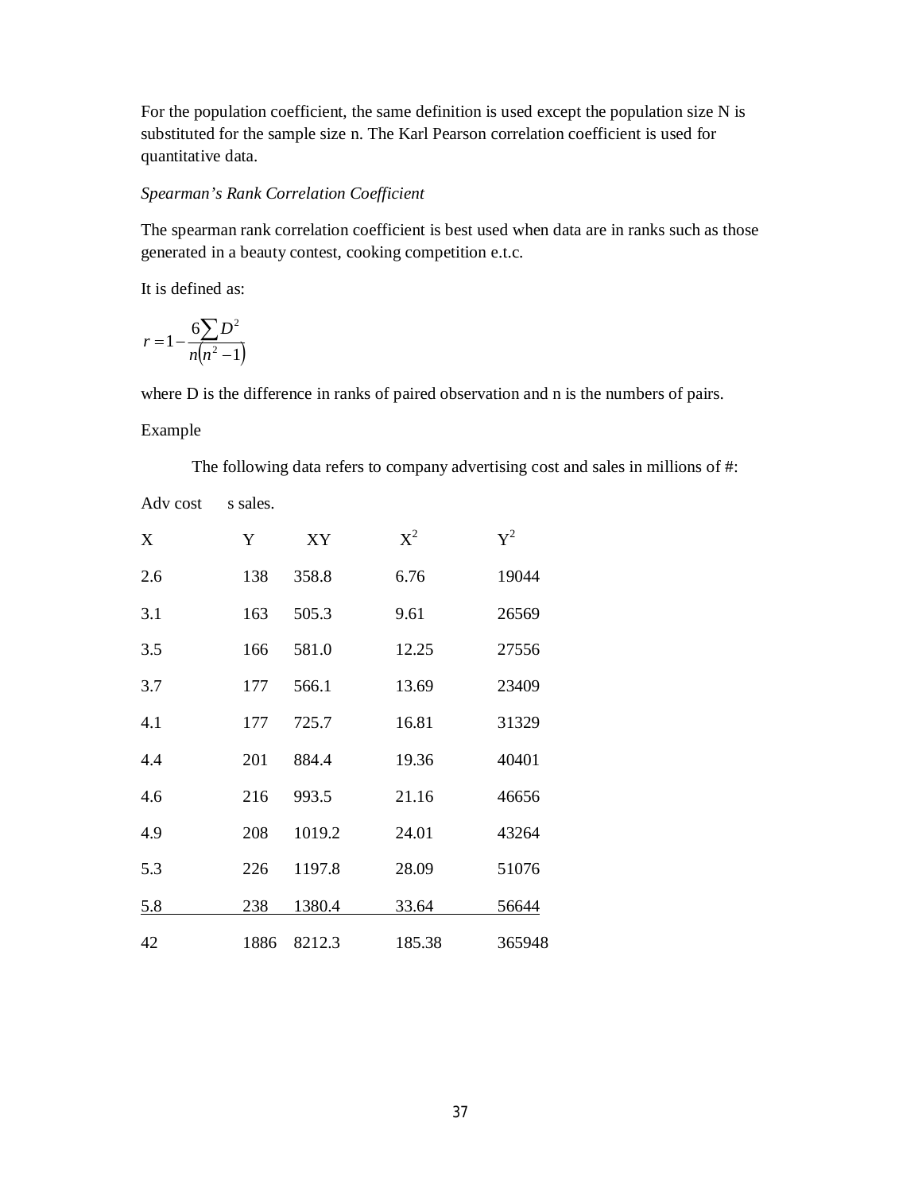For the population coefficient, the same definition is used except the population size N is substituted for the sample size n. The Karl Pearson correlation coefficient is used for quantitative data.

*Spearman's Rank Correlation Coefficient*

The spearman rank correlation coefficient is best used when data are in ranks such as those generated in a beauty contest, cooking competition e.t.c.

It is defined as:

$$r = 1 - \frac{6\sum D^2}{n(n^2 - 1)}$$

where D is the difference in ranks of paired observation and n is the numbers of pairs.

Example

The following data refers to company advertising cost and sales in millions of #:

Adv cost  s sales.

| X | Y | XY | $X^2$ | $Y^2$ |
|---|---|---|---|---|
| 2.6 | 138 | 358.8 | 6.76 | 19044 |
| 3.1 | 163 | 505.3 | 9.61 | 26569 |
| 3.5 | 166 | 581.0 | 12.25 | 27556 |
| 3.7 | 177 | 566.1 | 13.69 | 23409 |
| 4.1 | 177 | 725.7 | 16.81 | 31329 |
| 4.4 | 201 | 884.4 | 19.36 | 40401 |
| 4.6 | 216 | 993.5 | 21.16 | 46656 |
| 4.9 | 208 | 1019.2 | 24.01 | 43264 |
| 5.3 | 226 | 1197.8 | 28.09 | 51076 |
| 5.8 | 238 | 1380.4 | 33.64 | 56644 |
| 42 | 1886 | 8212.3 | 185.38 | 365948 |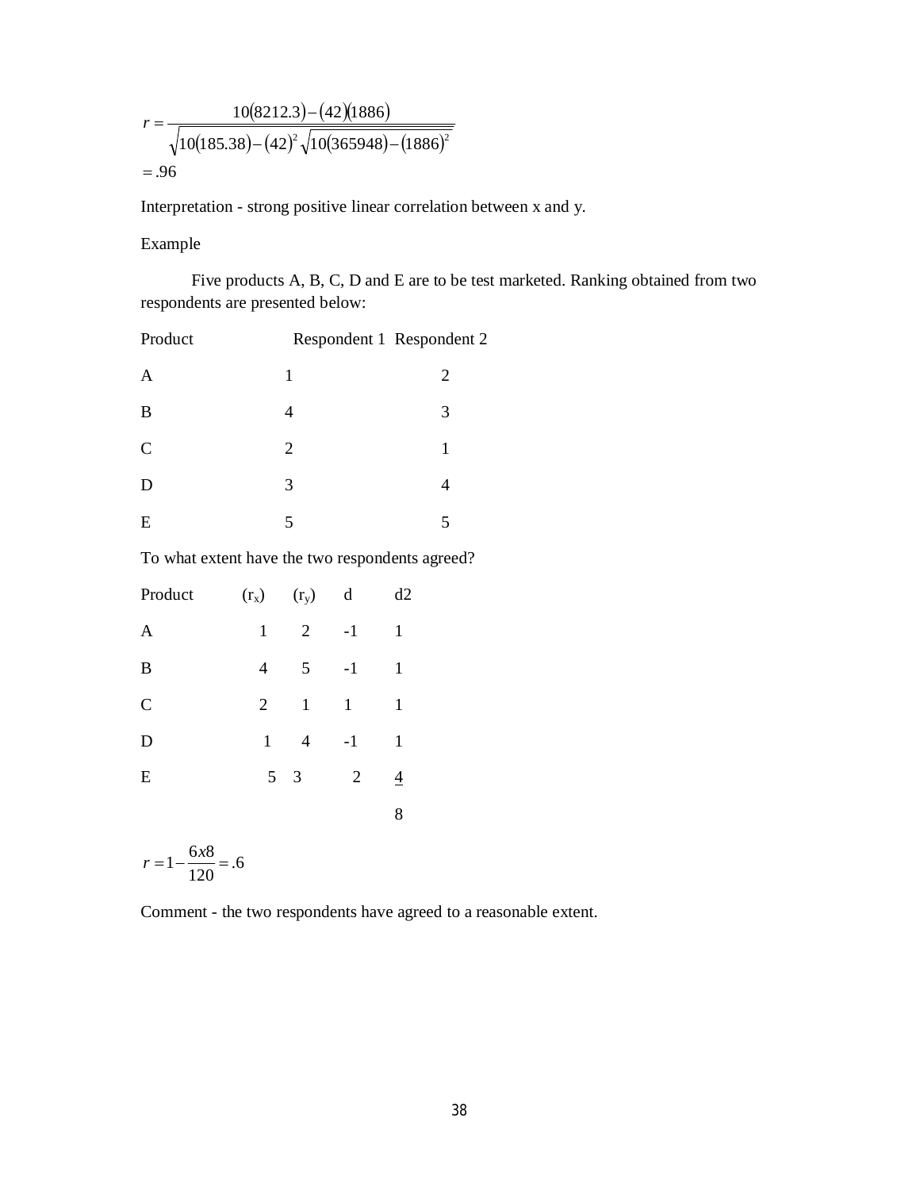$$r = \frac{10(8212.3) - (42)(1886)}{\sqrt{10(185.38) - (42)^2}\sqrt{10(365948) - (1886)^2}}$$

$$= .96$$

Interpretation - strong positive linear correlation between x and y.

Example

Five products A, B, C, D and E are to be test marketed. Ranking obtained from two respondents are presented below:

| Product | Respondent 1 | Respondent 2 |
|---|---|---|
| A | 1 | 2 |
| B | 4 | 3 |
| C | 2 | 1 |
| D | 3 | 4 |
| E | 5 | 5 |

To what extent have the two respondents agreed?

| Product | $(r_x)$ | $(r_y)$ | d | d2 |
|---|---|---|---|---|
| A | 1 | 2 | -1 | 1 |
| B | 4 | 5 | -1 | 1 |
| C | 2 | 1 | 1 | 1 |
| D | 1 | 4 | -1 | 1 |
| E | 5 | 3 | 2 | 4 |
| | | | | 8 |

$$r = 1 - \frac{6x8}{120} = .6$$

Comment - the two respondents have agreed to a reasonable extent.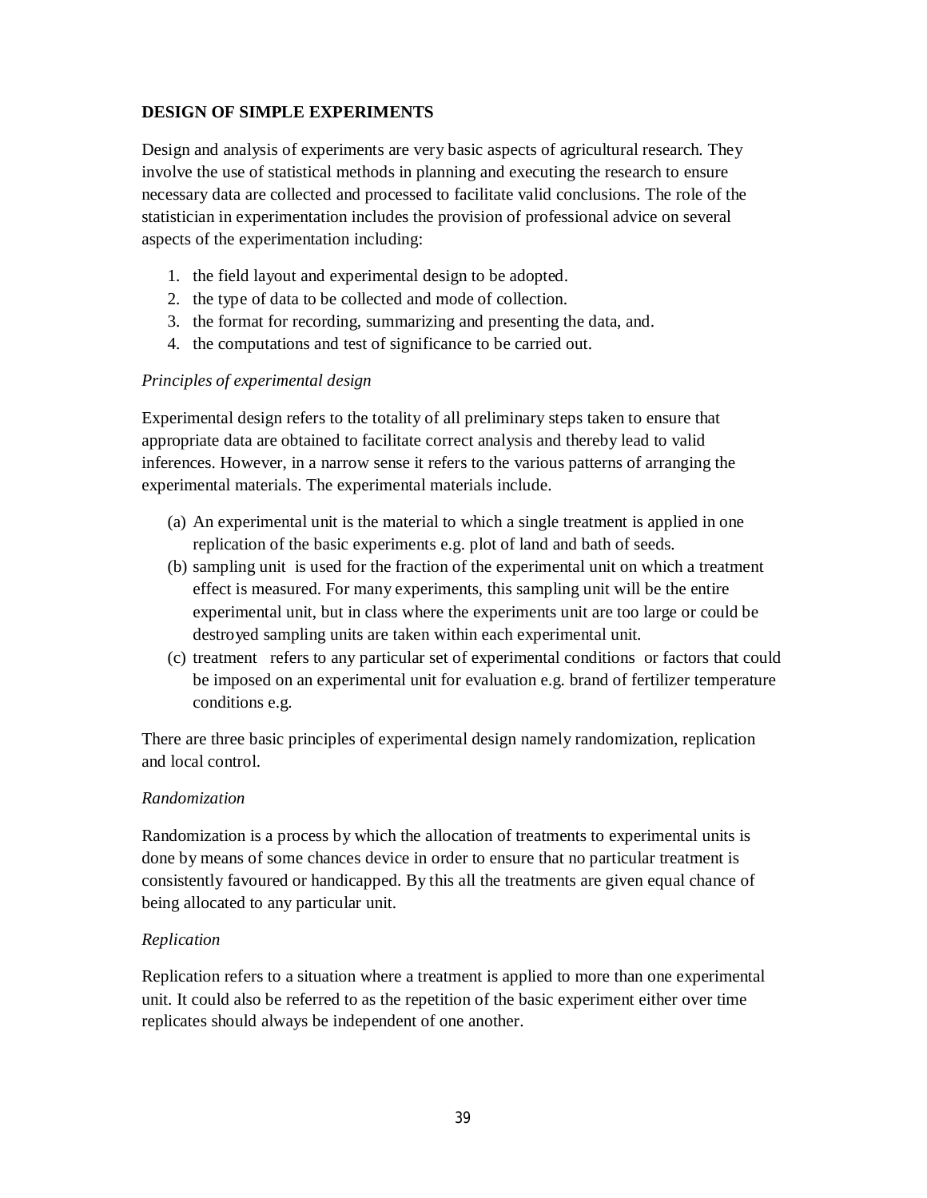## DESIGN OF SIMPLE EXPERIMENTS

Design and analysis of experiments are very basic aspects of agricultural research. They involve the use of statistical methods in planning and executing the research to ensure necessary data are collected and processed to facilitate valid conclusions. The role of the statistician in experimentation includes the provision of professional advice on several aspects of the experimentation including:

1. the field layout and experimental design to be adopted.
2. the type of data to be collected and mode of collection.
3. the format for recording, summarizing and presenting the data, and.
4. the computations and test of significance to be carried out.

*Principles of experimental design*

Experimental design refers to the totality of all preliminary steps taken to ensure that appropriate data are obtained to facilitate correct analysis and thereby lead to valid inferences. However, in a narrow sense it refers to the various patterns of arranging the experimental materials. The experimental materials include.

(a) An experimental unit is the material to which a single treatment is applied in one replication of the basic experiments e.g. plot of land and bath of seeds.
(b) sampling unit is used for the fraction of the experimental unit on which a treatment effect is measured. For many experiments, this sampling unit will be the entire experimental unit, but in class where the experiments unit are too large or could be destroyed sampling units are taken within each experimental unit.
(c) treatment refers to any particular set of experimental conditions or factors that could be imposed on an experimental unit for evaluation e.g. brand of fertilizer temperature conditions e.g.

There are three basic principles of experimental design namely randomization, replication and local control.

*Randomization*

Randomization is a process by which the allocation of treatments to experimental units is done by means of some chances device in order to ensure that no particular treatment is consistently favoured or handicapped. By this all the treatments are given equal chance of being allocated to any particular unit.

*Replication*

Replication refers to a situation where a treatment is applied to more than one experimental unit. It could also be referred to as the repetition of the basic experiment either over time replicates should always be independent of one another.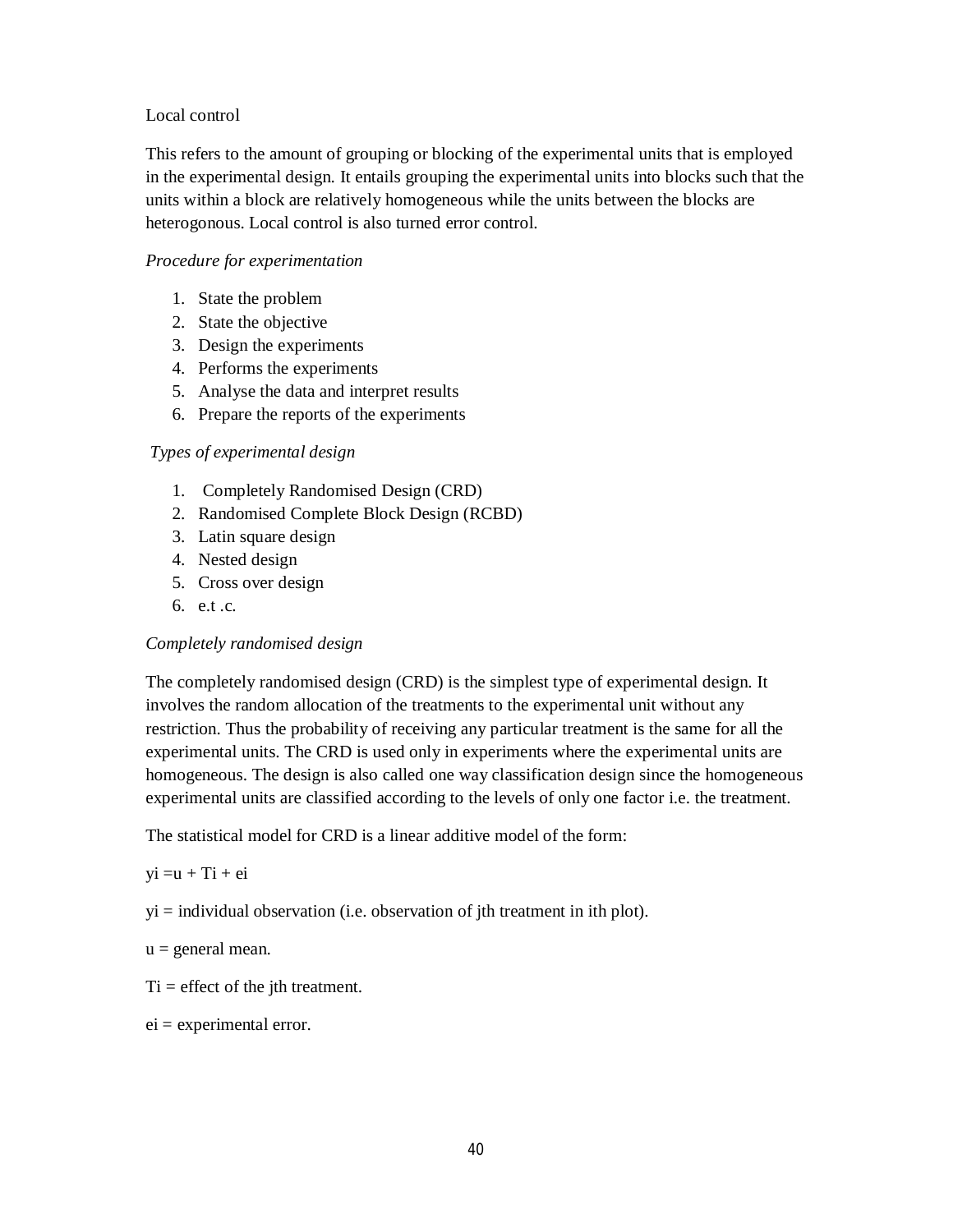Local control

This refers to the amount of grouping or blocking of the experimental units that is employed in the experimental design. It entails grouping the experimental units into blocks such that the units within a block are relatively homogeneous while the units between the blocks are heterogonous. Local control is also turned error control.

*Procedure for experimentation*

1. State the problem
2. State the objective
3. Design the experiments
4. Performs the experiments
5. Analyse the data and interpret results
6. Prepare the reports of the experiments

*Types of experimental design*

1. Completely Randomised Design (CRD)
2. Randomised Complete Block Design (RCBD)
3. Latin square design
4. Nested design
5. Cross over design
6. e.t .c.

*Completely randomised design*

The completely randomised design (CRD) is the simplest type of experimental design. It involves the random allocation of the treatments to the experimental unit without any restriction. Thus the probability of receiving any particular treatment is the same for all the experimental units. The CRD is used only in experiments where the experimental units are homogeneous. The design is also called one way classification design since the homogeneous experimental units are classified according to the levels of only one factor i.e. the treatment.

The statistical model for CRD is a linear additive model of the form:

$y_i = u + T_i + e_i$

$y_i$ = individual observation (i.e. observation of jth treatment in ith plot).

$u$ = general mean.

$T_i$ = effect of the jth treatment.

$e_i$ = experimental error.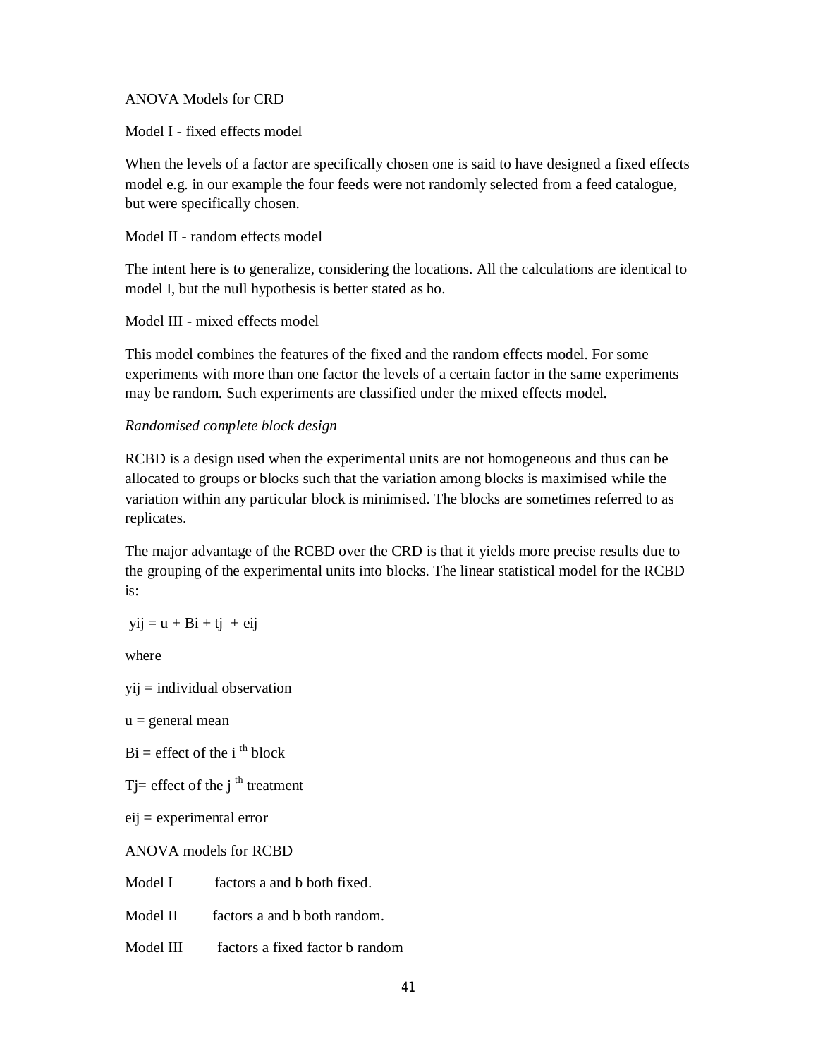ANOVA Models for CRD

Model I - fixed effects model

When the levels of a factor are specifically chosen one is said to have designed a fixed effects model e.g. in our example the four feeds were not randomly selected from a feed catalogue, but were specifically chosen.

Model II - random effects model

The intent here is to generalize, considering the locations. All the calculations are identical to model I, but the null hypothesis is better stated as ho.

Model III - mixed effects model

This model combines the features of the fixed and the random effects model. For some experiments with more than one factor the levels of a certain factor in the same experiments may be random. Such experiments are classified under the mixed effects model.

*Randomised complete block design*

RCBD is a design used when the experimental units are not homogeneous and thus can be allocated to groups or blocks such that the variation among blocks is maximised while the variation within any particular block is minimised. The blocks are sometimes referred to as replicates.

The major advantage of the RCBD over the CRD is that it yields more precise results due to the grouping of the experimental units into blocks. The linear statistical model for the RCBD is:

$$y_{ij} = u + B_i + t_j + e_{ij}$$

where

$y_{ij}$ = individual observation

$u$ = general mean

$B_i$ = effect of the i th block

$T_j$= effect of the j th treatment

$e_{ij}$ = experimental error

ANOVA models for RCBD

Model I factors a and b both fixed.

Model II factors a and b both random.

Model III factors a fixed factor b random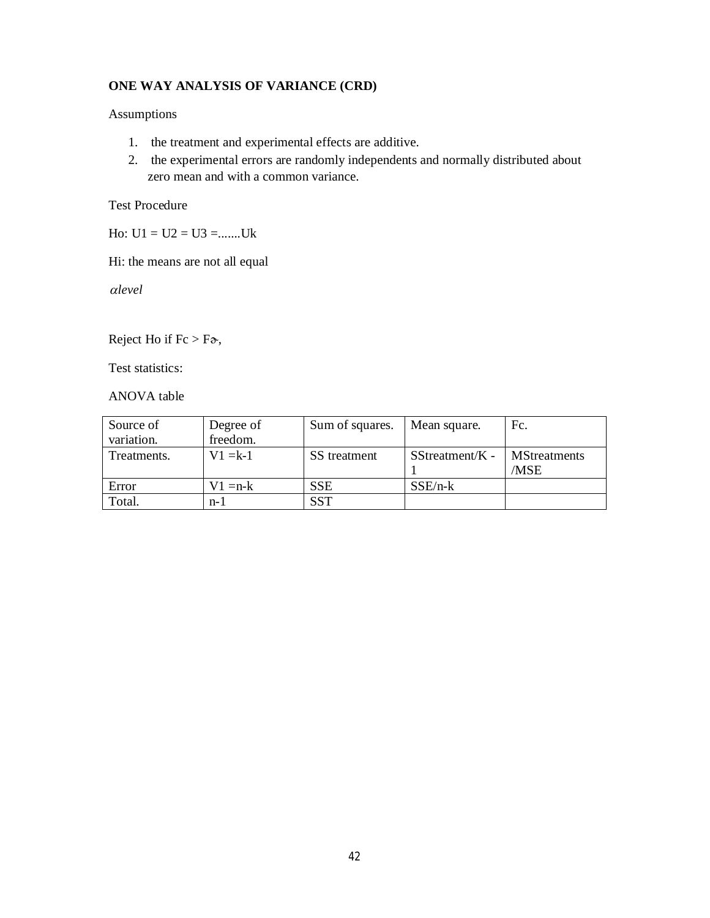**ONE WAY ANALYSIS OF VARIANCE (CRD)**

Assumptions

1. the treatment and experimental effects are additive.
2. the experimental errors are randomly independents and normally distributed about zero mean and with a common variance.

Test Procedure

Ho: U1 = U2 = U3 =.......Uk

Hi: the means are not all equal

$\alpha level$

Reject Ho if Fc > F$\alpha$,

Test statistics:

ANOVA table

| Source of variation. | Degree of freedom. | Sum of squares. | Mean square. | Fc. |
|---|---|---|---|---|
| Treatments. | V1 =k-1 | SS treatment | SStreatment/K - 1 | MStreatments /MSE |
| Error | V1 =n-k | SSE | SSE/n-k | |
| Total. | n-1 | SST | | |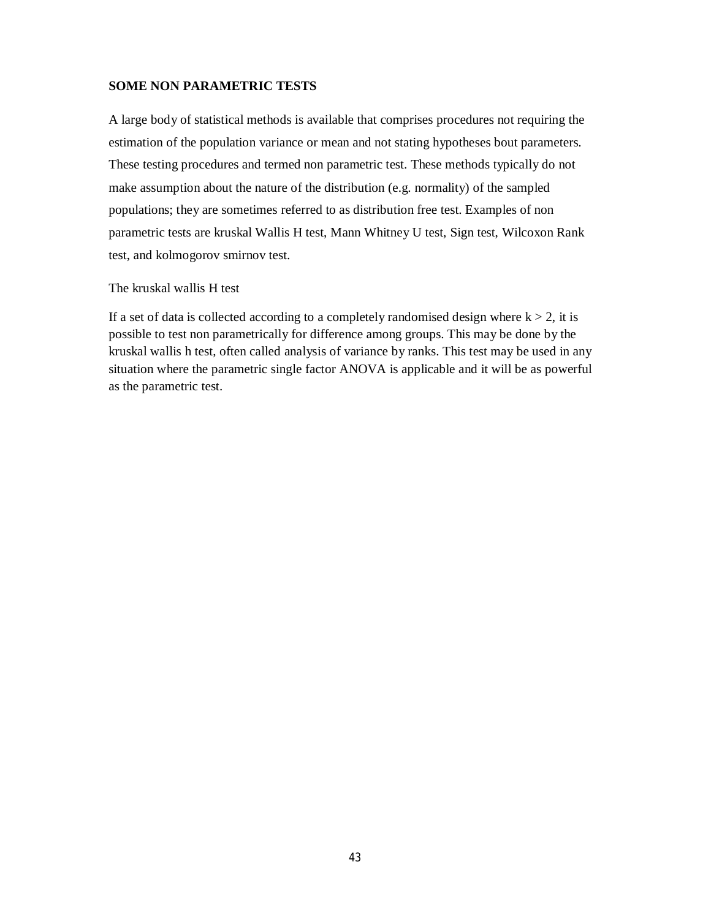## SOME NON PARAMETRIC TESTS

A large body of statistical methods is available that comprises procedures not requiring the estimation of the population variance or mean and not stating hypotheses bout parameters. These testing procedures and termed non parametric test. These methods typically do not make assumption about the nature of the distribution (e.g. normality) of the sampled populations; they are sometimes referred to as distribution free test. Examples of non parametric tests are kruskal Wallis H test, Mann Whitney U test, Sign test, Wilcoxon Rank test, and kolmogorov smirnov test.

### The kruskal wallis H test

If a set of data is collected according to a completely randomised design where $k > 2$, it is possible to test non parametrically for difference among groups. This may be done by the kruskal wallis h test, often called analysis of variance by ranks. This test may be used in any situation where the parametric single factor ANOVA is applicable and it will be as powerful as the parametric test.